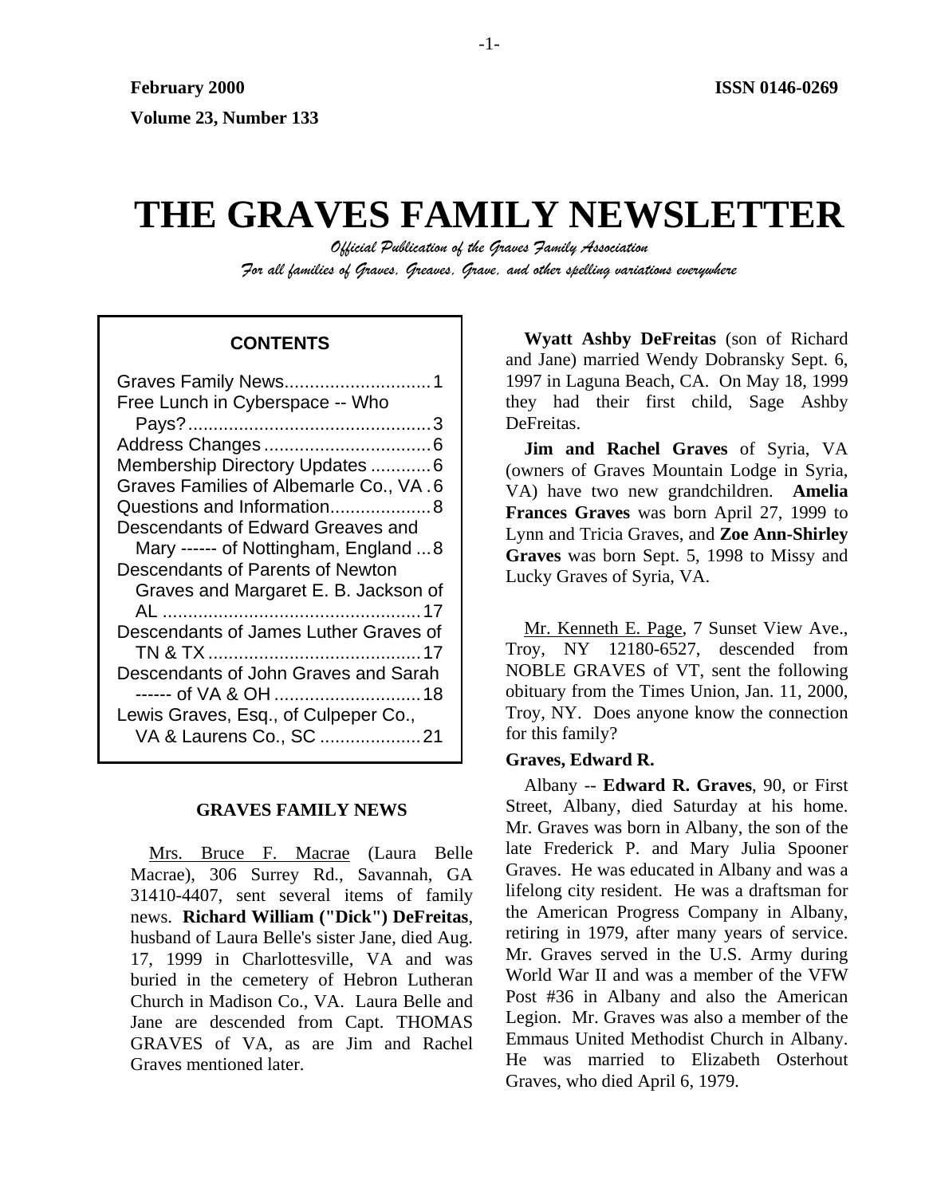**February 2000** **ISSN 0146-0269**

**Volume 23, Number 133**

# THE GRAVES FAMILY NEWSLETTER

*Official Publication of the Graves Family Association*

*For all families of Graves, Greaves, Grave, and other spelling variations everywhere*

**CONTENTS**

Graves Family News.............................1
Free Lunch in Cyberspace -- Who Pays?...............................................3
Address Changes.................................6
Membership Directory Updates ............6
Graves Families of Albemarle Co., VA .6
Questions and Information....................8
Descendants of Edward Greaves and Mary ------ of Nottingham, England ...8
Descendants of Parents of Newton Graves and Margaret E. B. Jackson of AL ...................................................17
Descendants of James Luther Graves of TN & TX..........................................17
Descendants of John Graves and Sarah ------ of VA & OH .............................18
Lewis Graves, Esq., of Culpeper Co., VA & Laurens Co., SC ....................21

## GRAVES FAMILY NEWS

Mrs. Bruce F. Macrae (Laura Belle Macrae), 306 Surrey Rd., Savannah, GA 31410-4407, sent several items of family news. **Richard William ("Dick") DeFreitas**, husband of Laura Belle's sister Jane, died Aug. 17, 1999 in Charlottesville, VA and was buried in the cemetery of Hebron Lutheran Church in Madison Co., VA. Laura Belle and Jane are descended from Capt. THOMAS GRAVES of VA, as are Jim and Rachel Graves mentioned later.

**Wyatt Ashby DeFreitas** (son of Richard and Jane) married Wendy Dobransky Sept. 6, 1997 in Laguna Beach, CA. On May 18, 1999 they had their first child, Sage Ashby DeFreitas.

**Jim and Rachel Graves** of Syria, VA (owners of Graves Mountain Lodge in Syria, VA) have two new grandchildren. **Amelia Frances Graves** was born April 27, 1999 to Lynn and Tricia Graves, and **Zoe Ann-Shirley Graves** was born Sept. 5, 1998 to Missy and Lucky Graves of Syria, VA.

Mr. Kenneth E. Page, 7 Sunset View Ave., Troy, NY 12180-6527, descended from NOBLE GRAVES of VT, sent the following obituary from the Times Union, Jan. 11, 2000, Troy, NY. Does anyone know the connection for this family?

**Graves, Edward R.**

Albany -- **Edward R. Graves**, 90, or First Street, Albany, died Saturday at his home. Mr. Graves was born in Albany, the son of the late Frederick P. and Mary Julia Spooner Graves. He was educated in Albany and was a lifelong city resident. He was a draftsman for the American Progress Company in Albany, retiring in 1979, after many years of service. Mr. Graves served in the U.S. Army during World War II and was a member of the VFW Post #36 in Albany and also the American Legion. Mr. Graves was also a member of the Emmaus United Methodist Church in Albany. He was married to Elizabeth Osterhout Graves, who died April 6, 1979.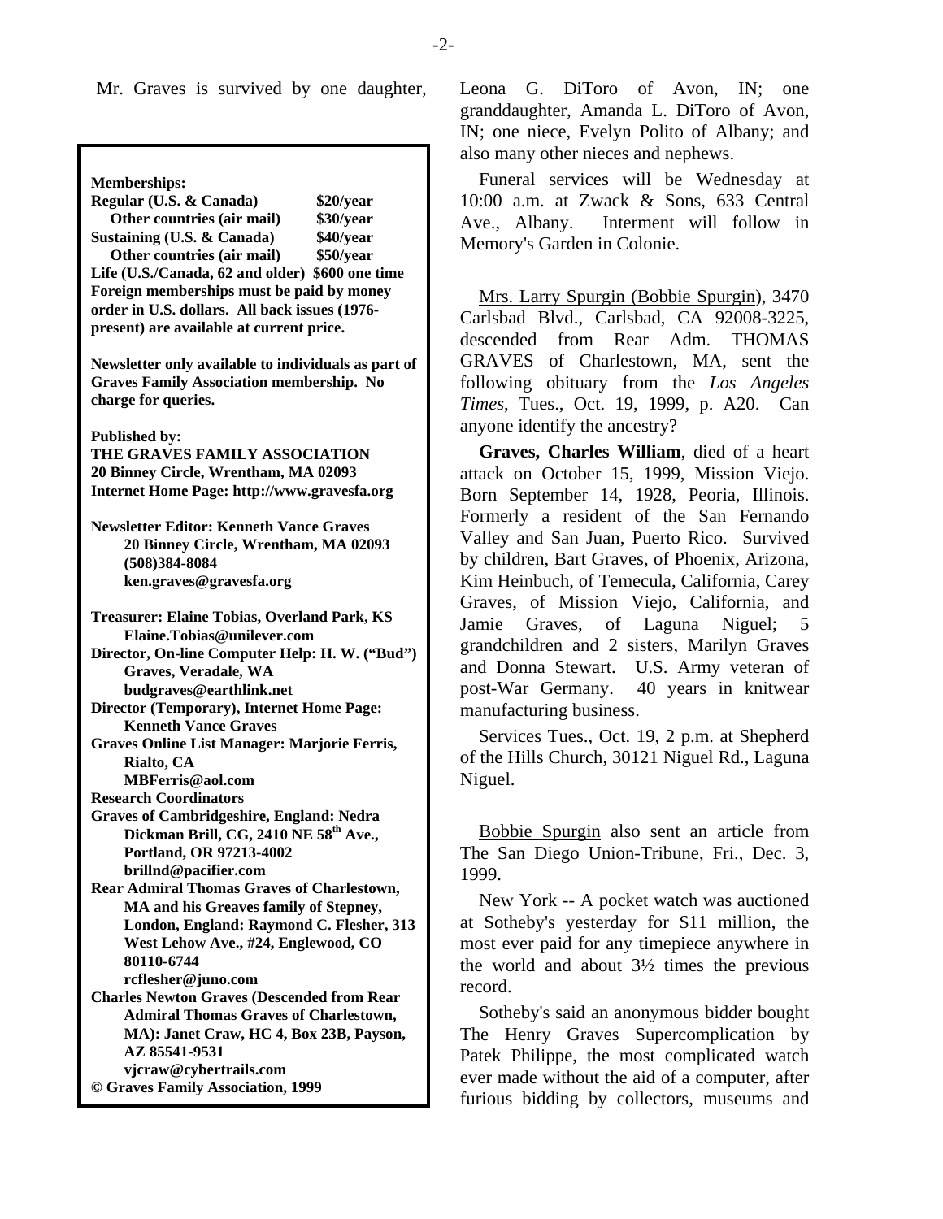Mr. Graves is survived by one daughter, Leona G. DiToro of Avon, IN; one granddaughter, Amanda L. DiToro of Avon, IN; one niece, Evelyn Polito of Albany; and also many other nieces and nephews.

Funeral services will be Wednesday at 10:00 a.m. at Zwack & Sons, 633 Central Ave., Albany. Interment will follow in Memory's Garden in Colonie.

**Memberships:**

| | |
|---|---|
| **Regular (U.S. & Canada)** | **$20/year** |
| **Other countries (air mail)** | **$30/year** |
| **Sustaining (U.S. & Canada)** | **$40/year** |
| **Other countries (air mail)** | **$50/year** |
| **Life (U.S./Canada, 62 and older)** | **$600 one time** |

**Foreign memberships must be paid by money order in U.S. dollars. All back issues (1976-present) are available at current price.**

**Newsletter only available to individuals as part of Graves Family Association membership. No charge for queries.**

**Published by:**
**THE GRAVES FAMILY ASSOCIATION**
**20 Binney Circle, Wrentham, MA 02093**
**Internet Home Page: http://www.gravesfa.org**

**Newsletter Editor: Kenneth Vance Graves**
**20 Binney Circle, Wrentham, MA 02093**
**(508)384-8084**
**ken.graves@gravesfa.org**

**Treasurer: Elaine Tobias, Overland Park, KS**
**Elaine.Tobias@unilever.com**
**Director, On-line Computer Help: H. W. ("Bud") Graves, Veradale, WA**
**budgraves@earthlink.net**
**Director (Temporary), Internet Home Page: Kenneth Vance Graves**
**Graves Online List Manager: Marjorie Ferris, Rialto, CA**
**MBFerris@aol.com**
**Research Coordinators**
**Graves of Cambridgeshire, England: Nedra Dickman Brill, CG, 2410 NE 58th Ave., Portland, OR 97213-4002**
**brillnd@pacifier.com**
**Rear Admiral Thomas Graves of Charlestown, MA and his Greaves family of Stepney, London, England: Raymond C. Flesher, 313 West Lehow Ave., #24, Englewood, CO 80110-6744**
**rcflesher@juno.com**
**Charles Newton Graves (Descended from Rear Admiral Thomas Graves of Charlestown, MA): Janet Craw, HC 4, Box 23B, Payson, AZ 85541-9531**
**vjcraw@cybertrails.com**
**© Graves Family Association, 1999**

Mrs. Larry Spurgin (Bobbie Spurgin), 3470 Carlsbad Blvd., Carlsbad, CA 92008-3225, descended from Rear Adm. THOMAS GRAVES of Charlestown, MA, sent the following obituary from the *Los Angeles Times*, Tues., Oct. 19, 1999, p. A20. Can anyone identify the ancestry?

**Graves, Charles William**, died of a heart attack on October 15, 1999, Mission Viejo. Born September 14, 1928, Peoria, Illinois. Formerly a resident of the San Fernando Valley and San Juan, Puerto Rico. Survived by children, Bart Graves, of Phoenix, Arizona, Kim Heinbuch, of Temecula, California, Carey Graves, of Mission Viejo, California, and Jamie Graves, of Laguna Niguel; 5 grandchildren and 2 sisters, Marilyn Graves and Donna Stewart. U.S. Army veteran of post-War Germany. 40 years in knitwear manufacturing business.

Services Tues., Oct. 19, 2 p.m. at Shepherd of the Hills Church, 30121 Niguel Rd., Laguna Niguel.

Bobbie Spurgin also sent an article from The San Diego Union-Tribune, Fri., Dec. 3, 1999.

New York -- A pocket watch was auctioned at Sotheby's yesterday for $11 million, the most ever paid for any timepiece anywhere in the world and about 3½ times the previous record.

Sotheby's said an anonymous bidder bought The Henry Graves Supercomplication by Patek Philippe, the most complicated watch ever made without the aid of a computer, after furious bidding by collectors, museums and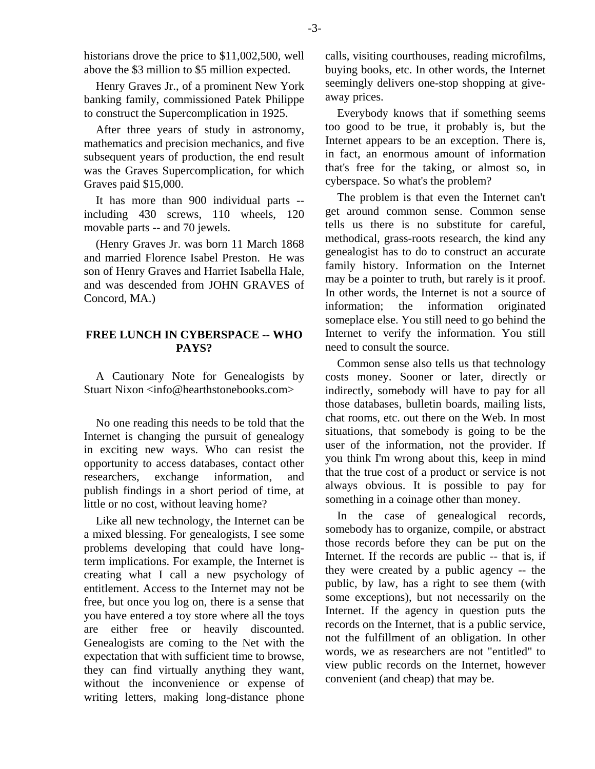historians drove the price to $11,002,500, well above the $3 million to $5 million expected.

Henry Graves Jr., of a prominent New York banking family, commissioned Patek Philippe to construct the Supercomplication in 1925.

After three years of study in astronomy, mathematics and precision mechanics, and five subsequent years of production, the end result was the Graves Supercomplication, for which Graves paid $15,000.

It has more than 900 individual parts -- including 430 screws, 110 wheels, 120 movable parts -- and 70 jewels.

(Henry Graves Jr. was born 11 March 1868 and married Florence Isabel Preston. He was son of Henry Graves and Harriet Isabella Hale, and was descended from JOHN GRAVES of Concord, MA.)

## FREE LUNCH IN CYBERSPACE -- WHO PAYS?

A Cautionary Note for Genealogists by Stuart Nixon <info@hearthstonebooks.com>

No one reading this needs to be told that the Internet is changing the pursuit of genealogy in exciting new ways. Who can resist the opportunity to access databases, contact other researchers, exchange information, and publish findings in a short period of time, at little or no cost, without leaving home?

Like all new technology, the Internet can be a mixed blessing. For genealogists, I see some problems developing that could have long-term implications. For example, the Internet is creating what I call a new psychology of entitlement. Access to the Internet may not be free, but once you log on, there is a sense that you have entered a toy store where all the toys are either free or heavily discounted. Genealogists are coming to the Net with the expectation that with sufficient time to browse, they can find virtually anything they want, without the inconvenience or expense of writing letters, making long-distance phone calls, visiting courthouses, reading microfilms, buying books, etc. In other words, the Internet seemingly delivers one-stop shopping at give-away prices.

Everybody knows that if something seems too good to be true, it probably is, but the Internet appears to be an exception. There is, in fact, an enormous amount of information that's free for the taking, or almost so, in cyberspace. So what's the problem?

The problem is that even the Internet can't get around common sense. Common sense tells us there is no substitute for careful, methodical, grass-roots research, the kind any genealogist has to do to construct an accurate family history. Information on the Internet may be a pointer to truth, but rarely is it proof. In other words, the Internet is not a source of information; the information originated someplace else. You still need to go behind the Internet to verify the information. You still need to consult the source.

Common sense also tells us that technology costs money. Sooner or later, directly or indirectly, somebody will have to pay for all those databases, bulletin boards, mailing lists, chat rooms, etc. out there on the Web. In most situations, that somebody is going to be the user of the information, not the provider. If you think I'm wrong about this, keep in mind that the true cost of a product or service is not always obvious. It is possible to pay for something in a coinage other than money.

In the case of genealogical records, somebody has to organize, compile, or abstract those records before they can be put on the Internet. If the records are public -- that is, if they were created by a public agency -- the public, by law, has a right to see them (with some exceptions), but not necessarily on the Internet. If the agency in question puts the records on the Internet, that is a public service, not the fulfillment of an obligation. In other words, we as researchers are not "entitled" to view public records on the Internet, however convenient (and cheap) that may be.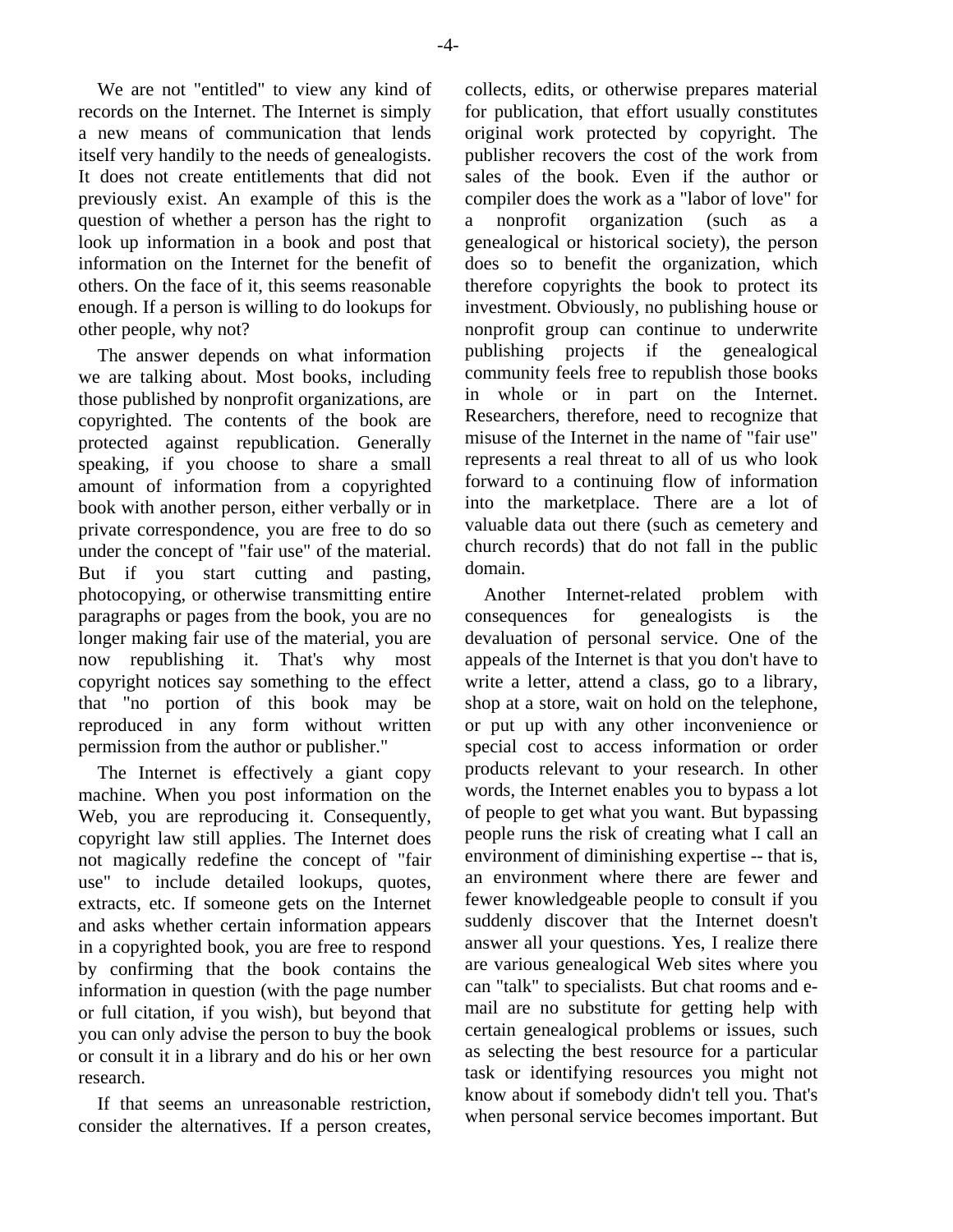We are not "entitled" to view any kind of records on the Internet. The Internet is simply a new means of communication that lends itself very handily to the needs of genealogists. It does not create entitlements that did not previously exist. An example of this is the question of whether a person has the right to look up information in a book and post that information on the Internet for the benefit of others. On the face of it, this seems reasonable enough. If a person is willing to do lookups for other people, why not?

The answer depends on what information we are talking about. Most books, including those published by nonprofit organizations, are copyrighted. The contents of the book are protected against republication. Generally speaking, if you choose to share a small amount of information from a copyrighted book with another person, either verbally or in private correspondence, you are free to do so under the concept of "fair use" of the material. But if you start cutting and pasting, photocopying, or otherwise transmitting entire paragraphs or pages from the book, you are no longer making fair use of the material, you are now republishing it. That's why most copyright notices say something to the effect that "no portion of this book may be reproduced in any form without written permission from the author or publisher."

The Internet is effectively a giant copy machine. When you post information on the Web, you are reproducing it. Consequently, copyright law still applies. The Internet does not magically redefine the concept of "fair use" to include detailed lookups, quotes, extracts, etc. If someone gets on the Internet and asks whether certain information appears in a copyrighted book, you are free to respond by confirming that the book contains the information in question (with the page number or full citation, if you wish), but beyond that you can only advise the person to buy the book or consult it in a library and do his or her own research.

If that seems an unreasonable restriction, consider the alternatives. If a person creates, collects, edits, or otherwise prepares material for publication, that effort usually constitutes original work protected by copyright. The publisher recovers the cost of the work from sales of the book. Even if the author or compiler does the work as a "labor of love" for a nonprofit organization (such as a genealogical or historical society), the person does so to benefit the organization, which therefore copyrights the book to protect its investment. Obviously, no publishing house or nonprofit group can continue to underwrite publishing projects if the genealogical community feels free to republish those books in whole or in part on the Internet. Researchers, therefore, need to recognize that misuse of the Internet in the name of "fair use" represents a real threat to all of us who look forward to a continuing flow of information into the marketplace. There are a lot of valuable data out there (such as cemetery and church records) that do not fall in the public domain.

Another Internet-related problem with consequences for genealogists is the devaluation of personal service. One of the appeals of the Internet is that you don't have to write a letter, attend a class, go to a library, shop at a store, wait on hold on the telephone, or put up with any other inconvenience or special cost to access information or order products relevant to your research. In other words, the Internet enables you to bypass a lot of people to get what you want. But bypassing people runs the risk of creating what I call an environment of diminishing expertise -- that is, an environment where there are fewer and fewer knowledgeable people to consult if you suddenly discover that the Internet doesn't answer all your questions. Yes, I realize there are various genealogical Web sites where you can "talk" to specialists. But chat rooms and e-mail are no substitute for getting help with certain genealogical problems or issues, such as selecting the best resource for a particular task or identifying resources you might not know about if somebody didn't tell you. That's when personal service becomes important. But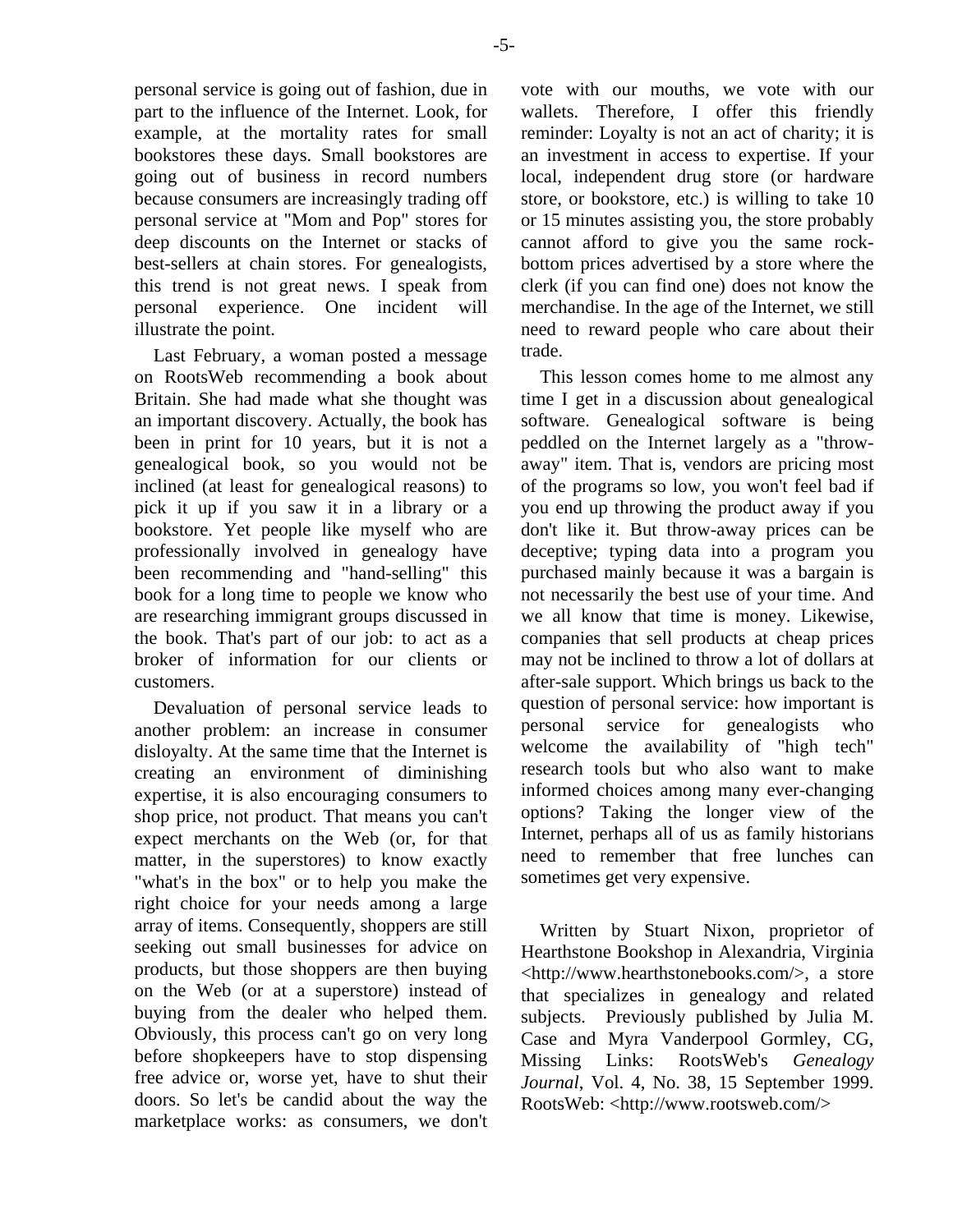personal service is going out of fashion, due in part to the influence of the Internet. Look, for example, at the mortality rates for small bookstores these days. Small bookstores are going out of business in record numbers because consumers are increasingly trading off personal service at "Mom and Pop" stores for deep discounts on the Internet or stacks of best-sellers at chain stores. For genealogists, this trend is not great news. I speak from personal experience. One incident will illustrate the point.

Last February, a woman posted a message on RootsWeb recommending a book about Britain. She had made what she thought was an important discovery. Actually, the book has been in print for 10 years, but it is not a genealogical book, so you would not be inclined (at least for genealogical reasons) to pick it up if you saw it in a library or a bookstore. Yet people like myself who are professionally involved in genealogy have been recommending and "hand-selling" this book for a long time to people we know who are researching immigrant groups discussed in the book. That's part of our job: to act as a broker of information for our clients or customers.

Devaluation of personal service leads to another problem: an increase in consumer disloyalty. At the same time that the Internet is creating an environment of diminishing expertise, it is also encouraging consumers to shop price, not product. That means you can't expect merchants on the Web (or, for that matter, in the superstores) to know exactly "what's in the box" or to help you make the right choice for your needs among a large array of items. Consequently, shoppers are still seeking out small businesses for advice on products, but those shoppers are then buying on the Web (or at a superstore) instead of buying from the dealer who helped them. Obviously, this process can't go on very long before shopkeepers have to stop dispensing free advice or, worse yet, have to shut their doors. So let's be candid about the way the marketplace works: as consumers, we don't vote with our mouths, we vote with our wallets. Therefore, I offer this friendly reminder: Loyalty is not an act of charity; it is an investment in access to expertise. If your local, independent drug store (or hardware store, or bookstore, etc.) is willing to take 10 or 15 minutes assisting you, the store probably cannot afford to give you the same rock-bottom prices advertised by a store where the clerk (if you can find one) does not know the merchandise. In the age of the Internet, we still need to reward people who care about their trade.

This lesson comes home to me almost any time I get in a discussion about genealogical software. Genealogical software is being peddled on the Internet largely as a "throw-away" item. That is, vendors are pricing most of the programs so low, you won't feel bad if you end up throwing the product away if you don't like it. But throw-away prices can be deceptive; typing data into a program you purchased mainly because it was a bargain is not necessarily the best use of your time. And we all know that time is money. Likewise, companies that sell products at cheap prices may not be inclined to throw a lot of dollars at after-sale support. Which brings us back to the question of personal service: how important is personal service for genealogists who welcome the availability of "high tech" research tools but who also want to make informed choices among many ever-changing options? Taking the longer view of the Internet, perhaps all of us as family historians need to remember that free lunches can sometimes get very expensive.

Written by Stuart Nixon, proprietor of Hearthstone Bookshop in Alexandria, Virginia <http://www.hearthstonebooks.com/>, a store that specializes in genealogy and related subjects. Previously published by Julia M. Case and Myra Vanderpool Gormley, CG, Missing Links: RootsWeb's *Genealogy Journal*, Vol. 4, No. 38, 15 September 1999. RootsWeb: <http://www.rootsweb.com/>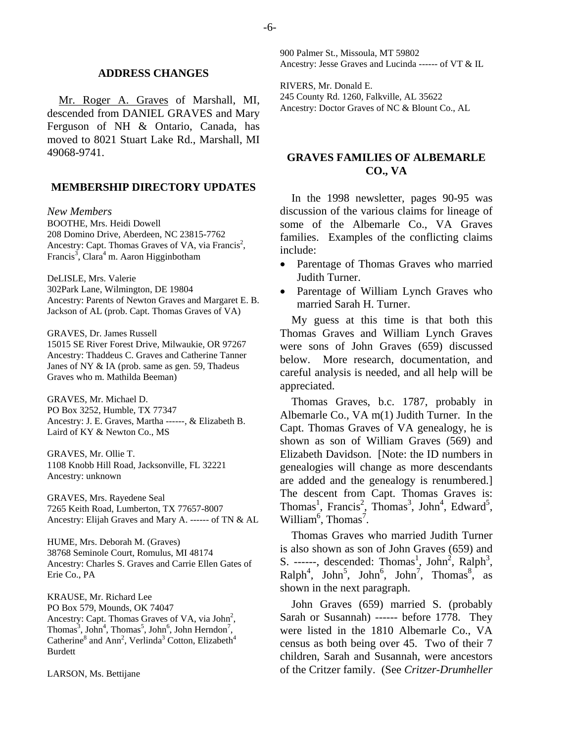## ADDRESS CHANGES

Mr. Roger A. Graves of Marshall, MI, descended from DANIEL GRAVES and Mary Ferguson of NH & Ontario, Canada, has moved to 8021 Stuart Lake Rd., Marshall, MI 49068-9741.

## MEMBERSHIP DIRECTORY UPDATES

*New Members*

BOOTHE, Mrs. Heidi Dowell
208 Domino Drive, Aberdeen, NC 23815-7762
Ancestry: Capt. Thomas Graves of VA, via Francis[2], Francis[3], Clara[4] m. Aaron Higginbotham

DeLISLE, Mrs. Valerie
302Park Lane, Wilmington, DE 19804
Ancestry: Parents of Newton Graves and Margaret E. B. Jackson of AL (prob. Capt. Thomas Graves of VA)

GRAVES, Dr. James Russell
15015 SE River Forest Drive, Milwaukie, OR 97267
Ancestry: Thaddeus C. Graves and Catherine Tanner Janes of NY & IA (prob. same as gen. 59, Thadeus Graves who m. Mathilda Beeman)

GRAVES, Mr. Michael D.
PO Box 3252, Humble, TX 77347
Ancestry: J. E. Graves, Martha ------, & Elizabeth B. Laird of KY & Newton Co., MS

GRAVES, Mr. Ollie T.
1108 Knobb Hill Road, Jacksonville, FL 32221
Ancestry: unknown

GRAVES, Mrs. Rayedene Seal
7265 Keith Road, Lumberton, TX 77657-8007
Ancestry: Elijah Graves and Mary A. ------ of TN & AL

HUME, Mrs. Deborah M. (Graves)
38768 Seminole Court, Romulus, MI 48174
Ancestry: Charles S. Graves and Carrie Ellen Gates of Erie Co., PA

KRAUSE, Mr. Richard Lee
PO Box 579, Mounds, OK 74047
Ancestry: Capt. Thomas Graves of VA, via John[2], Thomas[3], John[4], Thomas[5], John[6], John Herndon[7], Catherine[8] and Ann[2], Verlinda[3] Cotton, Elizabeth[4] Burdett

LARSON, Ms. Bettijane
900 Palmer St., Missoula, MT 59802
Ancestry: Jesse Graves and Lucinda ------ of VT & IL

RIVERS, Mr. Donald E.
245 County Rd. 1260, Falkville, AL 35622
Ancestry: Doctor Graves of NC & Blount Co., AL

## GRAVES FAMILIES OF ALBEMARLE CO., VA

In the 1998 newsletter, pages 90-95 was discussion of the various claims for lineage of some of the Albemarle Co., VA Graves families. Examples of the conflicting claims include:

- Parentage of Thomas Graves who married Judith Turner.
- Parentage of William Lynch Graves who married Sarah H. Turner.

My guess at this time is that both this Thomas Graves and William Lynch Graves were sons of John Graves (659) discussed below. More research, documentation, and careful analysis is needed, and all help will be appreciated.

Thomas Graves, b.c. 1787, probably in Albemarle Co., VA m(1) Judith Turner. In the Capt. Thomas Graves of VA genealogy, he is shown as son of William Graves (569) and Elizabeth Davidson. [Note: the ID numbers in genealogies will change as more descendants are added and the genealogy is renumbered.] The descent from Capt. Thomas Graves is: Thomas[1], Francis[2], Thomas[3], John[4], Edward[5], William[6], Thomas[7].

Thomas Graves who married Judith Turner is also shown as son of John Graves (659) and S. ------, descended: Thomas[1], John[2], Ralph[3], Ralph[4], John[5], John[6], John[7], Thomas[8], as shown in the next paragraph.

John Graves (659) married S. (probably Sarah or Susannah) ------ before 1778. They were listed in the 1810 Albemarle Co., VA census as both being over 45. Two of their 7 children, Sarah and Susannah, were ancestors of the Critzer family. (See *Critzer-Drumheller*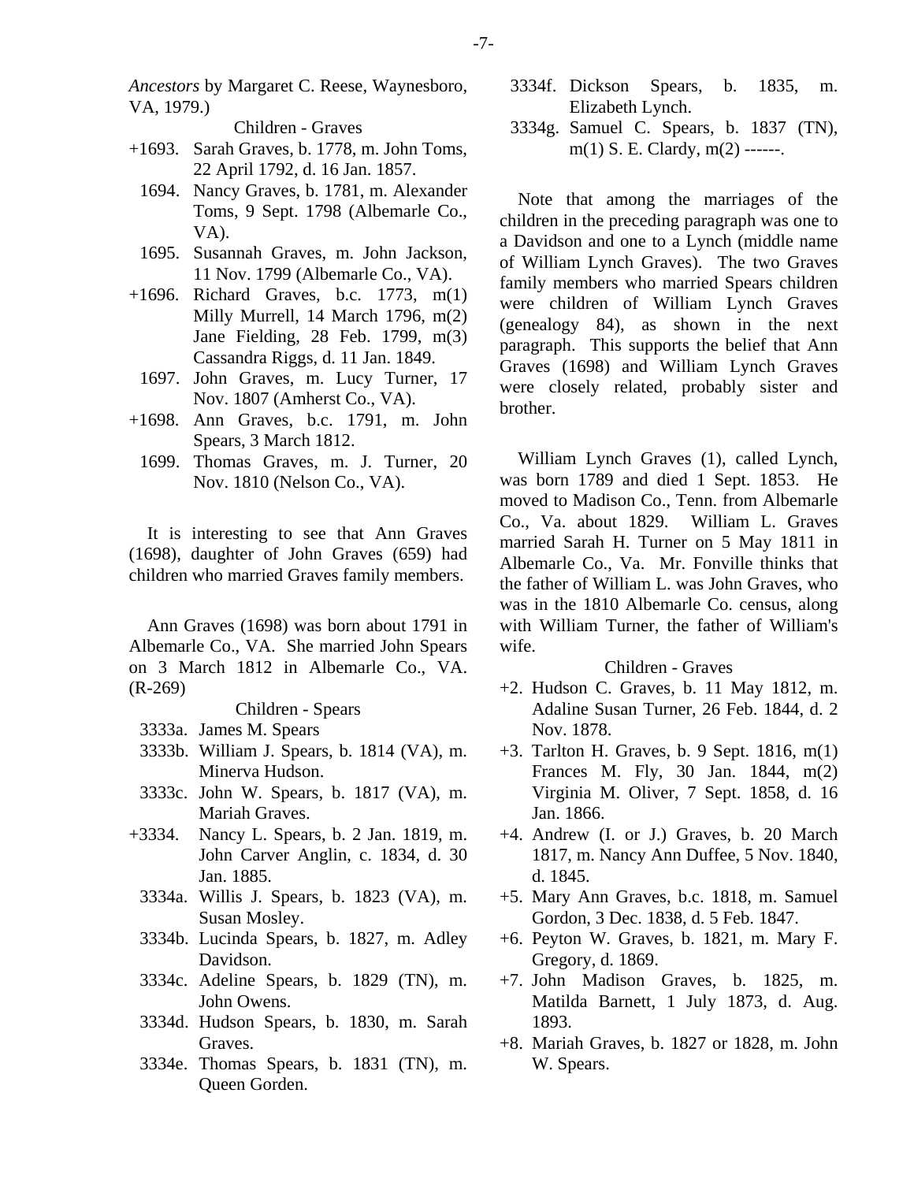*Ancestors* by Margaret C. Reese, Waynesboro, VA, 1979.)

Children - Graves

+1693. Sarah Graves, b. 1778, m. John Toms, 22 April 1792, d. 16 Jan. 1857.
1694. Nancy Graves, b. 1781, m. Alexander Toms, 9 Sept. 1798 (Albemarle Co., VA).
1695. Susannah Graves, m. John Jackson, 11 Nov. 1799 (Albemarle Co., VA).
+1696. Richard Graves, b.c. 1773, m(1) Milly Murrell, 14 March 1796, m(2) Jane Fielding, 28 Feb. 1799, m(3) Cassandra Riggs, d. 11 Jan. 1849.
1697. John Graves, m. Lucy Turner, 17 Nov. 1807 (Amherst Co., VA).
+1698. Ann Graves, b.c. 1791, m. John Spears, 3 March 1812.
1699. Thomas Graves, m. J. Turner, 20 Nov. 1810 (Nelson Co., VA).

It is interesting to see that Ann Graves (1698), daughter of John Graves (659) had children who married Graves family members.

Ann Graves (1698) was born about 1791 in Albemarle Co., VA. She married John Spears on 3 March 1812 in Albemarle Co., VA. (R-269)

Children - Spears

3333a. James M. Spears
3333b. William J. Spears, b. 1814 (VA), m. Minerva Hudson.
3333c. John W. Spears, b. 1817 (VA), m. Mariah Graves.
+3334. Nancy L. Spears, b. 2 Jan. 1819, m. John Carver Anglin, c. 1834, d. 30 Jan. 1885.
3334a. Willis J. Spears, b. 1823 (VA), m. Susan Mosley.
3334b. Lucinda Spears, b. 1827, m. Adley Davidson.
3334c. Adeline Spears, b. 1829 (TN), m. John Owens.
3334d. Hudson Spears, b. 1830, m. Sarah Graves.
3334e. Thomas Spears, b. 1831 (TN), m. Queen Gorden.
3334f. Dickson Spears, b. 1835, m. Elizabeth Lynch.
3334g. Samuel C. Spears, b. 1837 (TN), m(1) S. E. Clardy, m(2) ------.

Note that among the marriages of the children in the preceding paragraph was one to a Davidson and one to a Lynch (middle name of William Lynch Graves). The two Graves family members who married Spears children were children of William Lynch Graves (genealogy 84), as shown in the next paragraph. This supports the belief that Ann Graves (1698) and William Lynch Graves were closely related, probably sister and brother.

William Lynch Graves (1), called Lynch, was born 1789 and died 1 Sept. 1853. He moved to Madison Co., Tenn. from Albemarle Co., Va. about 1829. William L. Graves married Sarah H. Turner on 5 May 1811 in Albemarle Co., Va. Mr. Fonville thinks that the father of William L. was John Graves, who was in the 1810 Albemarle Co. census, along with William Turner, the father of William's wife.

Children - Graves

+2. Hudson C. Graves, b. 11 May 1812, m. Adaline Susan Turner, 26 Feb. 1844, d. 2 Nov. 1878.
+3. Tarlton H. Graves, b. 9 Sept. 1816, m(1) Frances M. Fly, 30 Jan. 1844, m(2) Virginia M. Oliver, 7 Sept. 1858, d. 16 Jan. 1866.
+4. Andrew (I. or J.) Graves, b. 20 March 1817, m. Nancy Ann Duffee, 5 Nov. 1840, d. 1845.
+5. Mary Ann Graves, b.c. 1818, m. Samuel Gordon, 3 Dec. 1838, d. 5 Feb. 1847.
+6. Peyton W. Graves, b. 1821, m. Mary F. Gregory, d. 1869.
+7. John Madison Graves, b. 1825, m. Matilda Barnett, 1 July 1873, d. Aug. 1893.
+8. Mariah Graves, b. 1827 or 1828, m. John W. Spears.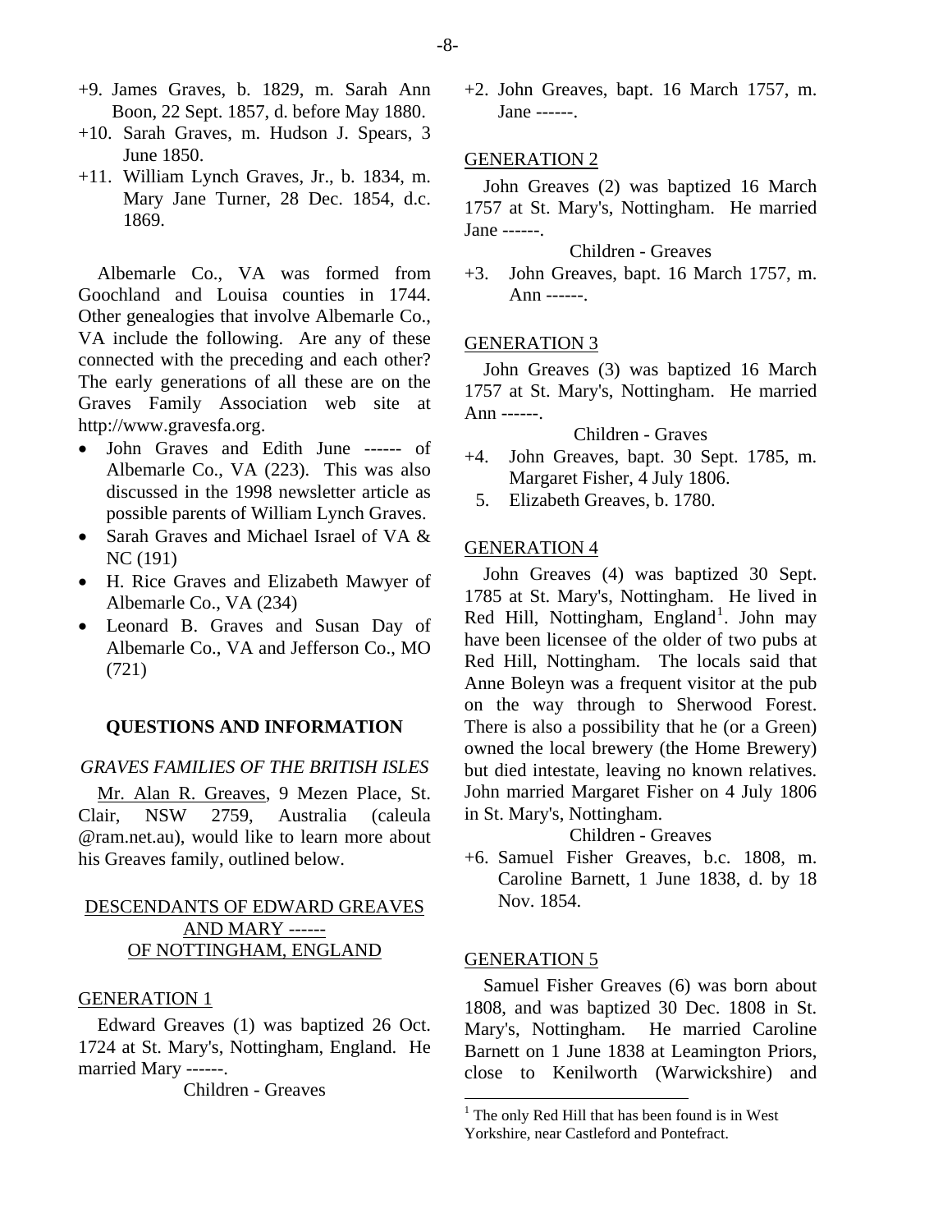+9. James Graves, b. 1829, m. Sarah Ann Boon, 22 Sept. 1857, d. before May 1880.

+10. Sarah Graves, m. Hudson J. Spears, 3 June 1850.

+11. William Lynch Graves, Jr., b. 1834, m. Mary Jane Turner, 28 Dec. 1854, d.c. 1869.

Albemarle Co., VA was formed from Goochland and Louisa counties in 1744. Other genealogies that involve Albemarle Co., VA include the following. Are any of these connected with the preceding and each other? The early generations of all these are on the Graves Family Association web site at http://www.gravesfa.org.

- John Graves and Edith June ------ of Albemarle Co., VA (223). This was also discussed in the 1998 newsletter article as possible parents of William Lynch Graves.
- Sarah Graves and Michael Israel of VA & NC (191)
- H. Rice Graves and Elizabeth Mawyer of Albemarle Co., VA (234)
- Leonard B. Graves and Susan Day of Albemarle Co., VA and Jefferson Co., MO (721)

## QUESTIONS AND INFORMATION

### *GRAVES FAMILIES OF THE BRITISH ISLES*

Mr. Alan R. Greaves, 9 Mezen Place, St. Clair, NSW 2759, Australia (caleula @ram.net.au), would like to learn more about his Greaves family, outlined below.

### DESCENDANTS OF EDWARD GREAVES AND MARY ------ OF NOTTINGHAM, ENGLAND

#### GENERATION 1

Edward Greaves (1) was baptized 26 Oct. 1724 at St. Mary's, Nottingham, England. He married Mary ------.

Children - Greaves

+2. John Greaves, bapt. 16 March 1757, m. Jane ------.

#### GENERATION 2

John Greaves (2) was baptized 16 March 1757 at St. Mary's, Nottingham. He married Jane ------.

Children - Greaves

+3. John Greaves, bapt. 16 March 1757, m. Ann ------.

#### GENERATION 3

John Greaves (3) was baptized 16 March 1757 at St. Mary's, Nottingham. He married Ann ------.

Children - Graves

+4. John Greaves, bapt. 30 Sept. 1785, m. Margaret Fisher, 4 July 1806.

5. Elizabeth Greaves, b. 1780.

#### GENERATION 4

John Greaves (4) was baptized 30 Sept. 1785 at St. Mary's, Nottingham. He lived in Red Hill, Nottingham, England[1]. John may have been licensee of the older of two pubs at Red Hill, Nottingham. The locals said that Anne Boleyn was a frequent visitor at the pub on the way through to Sherwood Forest. There is also a possibility that he (or a Green) owned the local brewery (the Home Brewery) but died intestate, leaving no known relatives. John married Margaret Fisher on 4 July 1806 in St. Mary's, Nottingham.

Children - Greaves

+6. Samuel Fisher Greaves, b.c. 1808, m. Caroline Barnett, 1 June 1838, d. by 18 Nov. 1854.

#### GENERATION 5

Samuel Fisher Greaves (6) was born about 1808, and was baptized 30 Dec. 1808 in St. Mary's, Nottingham. He married Caroline Barnett on 1 June 1838 at Leamington Priors, close to Kenilworth (Warwickshire) and

[1] The only Red Hill that has been found is in West Yorkshire, near Castleford and Pontefract.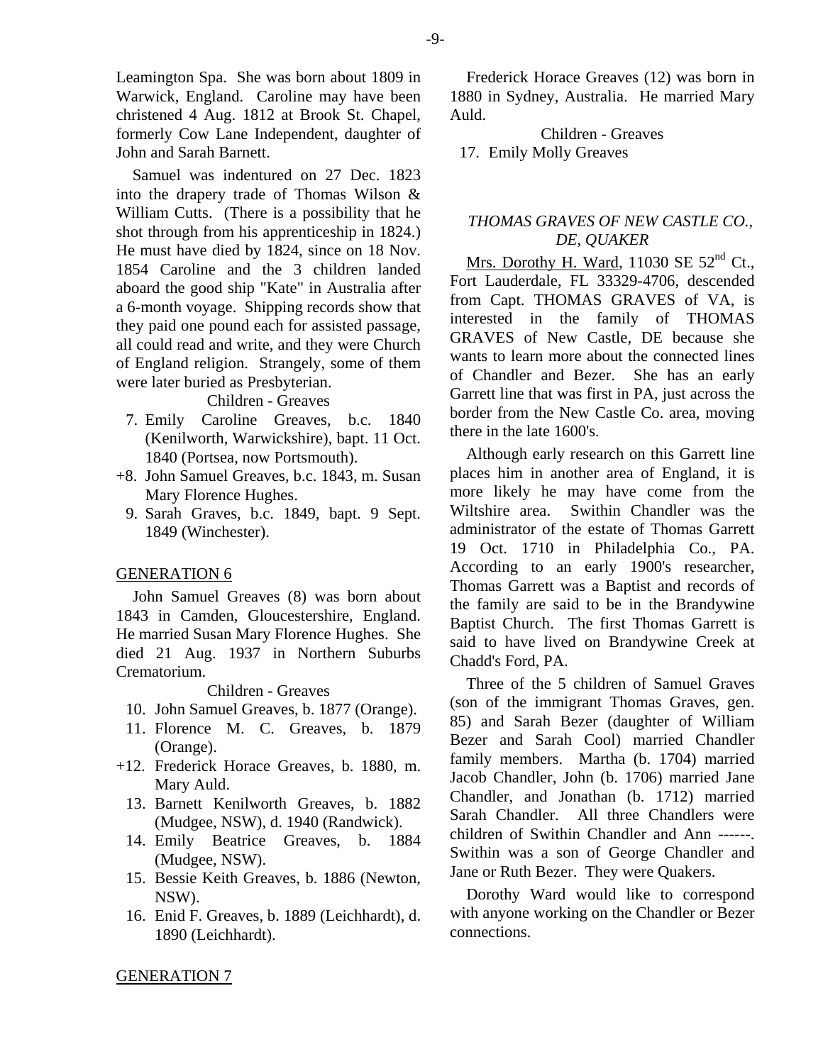Leamington Spa. She was born about 1809 in Warwick, England. Caroline may have been christened 4 Aug. 1812 at Brook St. Chapel, formerly Cow Lane Independent, daughter of John and Sarah Barnett.

Samuel was indentured on 27 Dec. 1823 into the drapery trade of Thomas Wilson & William Cutts. (There is a possibility that he shot through from his apprenticeship in 1824.) He must have died by 1824, since on 18 Nov. 1854 Caroline and the 3 children landed aboard the good ship "Kate" in Australia after a 6-month voyage. Shipping records show that they paid one pound each for assisted passage, all could read and write, and they were Church of England religion. Strangely, some of them were later buried as Presbyterian.

Children - Greaves

7. Emily Caroline Greaves, b.c. 1840 (Kenilworth, Warwickshire), bapt. 11 Oct. 1840 (Portsea, now Portsmouth).
+8. John Samuel Greaves, b.c. 1843, m. Susan Mary Florence Hughes.
9. Sarah Graves, b.c. 1849, bapt. 9 Sept. 1849 (Winchester).

GENERATION 6

John Samuel Greaves (8) was born about 1843 in Camden, Gloucestershire, England. He married Susan Mary Florence Hughes. She died 21 Aug. 1937 in Northern Suburbs Crematorium.

Children - Greaves

10. John Samuel Greaves, b. 1877 (Orange).
11. Florence M. C. Greaves, b. 1879 (Orange).
+12. Frederick Horace Greaves, b. 1880, m. Mary Auld.
13. Barnett Kenilworth Greaves, b. 1882 (Mudgee, NSW), d. 1940 (Randwick).
14. Emily Beatrice Greaves, b. 1884 (Mudgee, NSW).
15. Bessie Keith Greaves, b. 1886 (Newton, NSW).
16. Enid F. Greaves, b. 1889 (Leichhardt), d. 1890 (Leichhardt).

GENERATION 7

Frederick Horace Greaves (12) was born in 1880 in Sydney, Australia. He married Mary Auld.

Children - Greaves

17. Emily Molly Greaves

### *THOMAS GRAVES OF NEW CASTLE CO., DE, QUAKER*

Mrs. Dorothy H. Ward, 11030 SE 52nd Ct., Fort Lauderdale, FL 33329-4706, descended from Capt. THOMAS GRAVES of VA, is interested in the family of THOMAS GRAVES of New Castle, DE because she wants to learn more about the connected lines of Chandler and Bezer. She has an early Garrett line that was first in PA, just across the border from the New Castle Co. area, moving there in the late 1600's.

Although early research on this Garrett line places him in another area of England, it is more likely he may have come from the Wiltshire area. Swithin Chandler was the administrator of the estate of Thomas Garrett 19 Oct. 1710 in Philadelphia Co., PA. According to an early 1900's researcher, Thomas Garrett was a Baptist and records of the family are said to be in the Brandywine Baptist Church. The first Thomas Garrett is said to have lived on Brandywine Creek at Chadd's Ford, PA.

Three of the 5 children of Samuel Graves (son of the immigrant Thomas Graves, gen. 85) and Sarah Bezer (daughter of William Bezer and Sarah Cool) married Chandler family members. Martha (b. 1704) married Jacob Chandler, John (b. 1706) married Jane Chandler, and Jonathan (b. 1712) married Sarah Chandler. All three Chandlers were children of Swithin Chandler and Ann ------. Swithin was a son of George Chandler and Jane or Ruth Bezer. They were Quakers.

Dorothy Ward would like to correspond with anyone working on the Chandler or Bezer connections.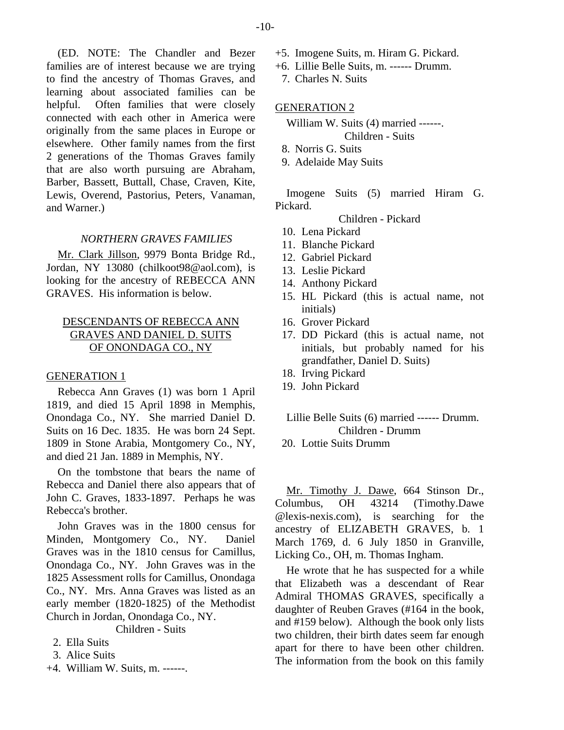(ED. NOTE: The Chandler and Bezer families are of interest because we are trying to find the ancestry of Thomas Graves, and learning about associated families can be helpful. Often families that were closely connected with each other in America were originally from the same places in Europe or elsewhere. Other family names from the first 2 generations of the Thomas Graves family that are also worth pursuing are Abraham, Barber, Bassett, Buttall, Chase, Craven, Kite, Lewis, Overend, Pastorius, Peters, Vanaman, and Warner.)

### *NORTHERN GRAVES FAMILIES*

Mr. Clark Jillson, 9979 Bonta Bridge Rd., Jordan, NY 13080 (chilkoot98@aol.com), is looking for the ancestry of REBECCA ANN GRAVES. His information is below.

### DESCENDANTS OF REBECCA ANN GRAVES AND DANIEL D. SUITS OF ONONDAGA CO., NY

#### GENERATION 1

Rebecca Ann Graves (1) was born 1 April 1819, and died 15 April 1898 in Memphis, Onondaga Co., NY. She married Daniel D. Suits on 16 Dec. 1835. He was born 24 Sept. 1809 in Stone Arabia, Montgomery Co., NY, and died 21 Jan. 1889 in Memphis, NY.

On the tombstone that bears the name of Rebecca and Daniel there also appears that of John C. Graves, 1833-1897. Perhaps he was Rebecca's brother.

John Graves was in the 1800 census for Minden, Montgomery Co., NY. Daniel Graves was in the 1810 census for Camillus, Onondaga Co., NY. John Graves was in the 1825 Assessment rolls for Camillus, Onondaga Co., NY. Mrs. Anna Graves was listed as an early member (1820-1825) of the Methodist Church in Jordan, Onondaga Co., NY.

Children - Suits

2. Ella Suits
3. Alice Suits

+4. William W. Suits, m. ------.
+5. Imogene Suits, m. Hiram G. Pickard.
+6. Lillie Belle Suits, m. ------ Drumm.
7. Charles N. Suits

#### GENERATION 2

William W. Suits (4) married ------.

Children - Suits

8. Norris G. Suits
9. Adelaide May Suits

Imogene Suits (5) married Hiram G. Pickard.

Children - Pickard

10. Lena Pickard
11. Blanche Pickard
12. Gabriel Pickard
13. Leslie Pickard
14. Anthony Pickard
15. HL Pickard (this is actual name, not initials)
16. Grover Pickard
17. DD Pickard (this is actual name, not initials, but probably named for his grandfather, Daniel D. Suits)
18. Irving Pickard
19. John Pickard

Lillie Belle Suits (6) married ------ Drumm.

Children - Drumm

20. Lottie Suits Drumm

Mr. Timothy J. Dawe, 664 Stinson Dr., Columbus, OH 43214 (Timothy.Dawe @lexis-nexis.com), is searching for the ancestry of ELIZABETH GRAVES, b. 1 March 1769, d. 6 July 1850 in Granville, Licking Co., OH, m. Thomas Ingham.

He wrote that he has suspected for a while that Elizabeth was a descendant of Rear Admiral THOMAS GRAVES, specifically a daughter of Reuben Graves (#164 in the book, and #159 below). Although the book only lists two children, their birth dates seem far enough apart for there to have been other children. The information from the book on this family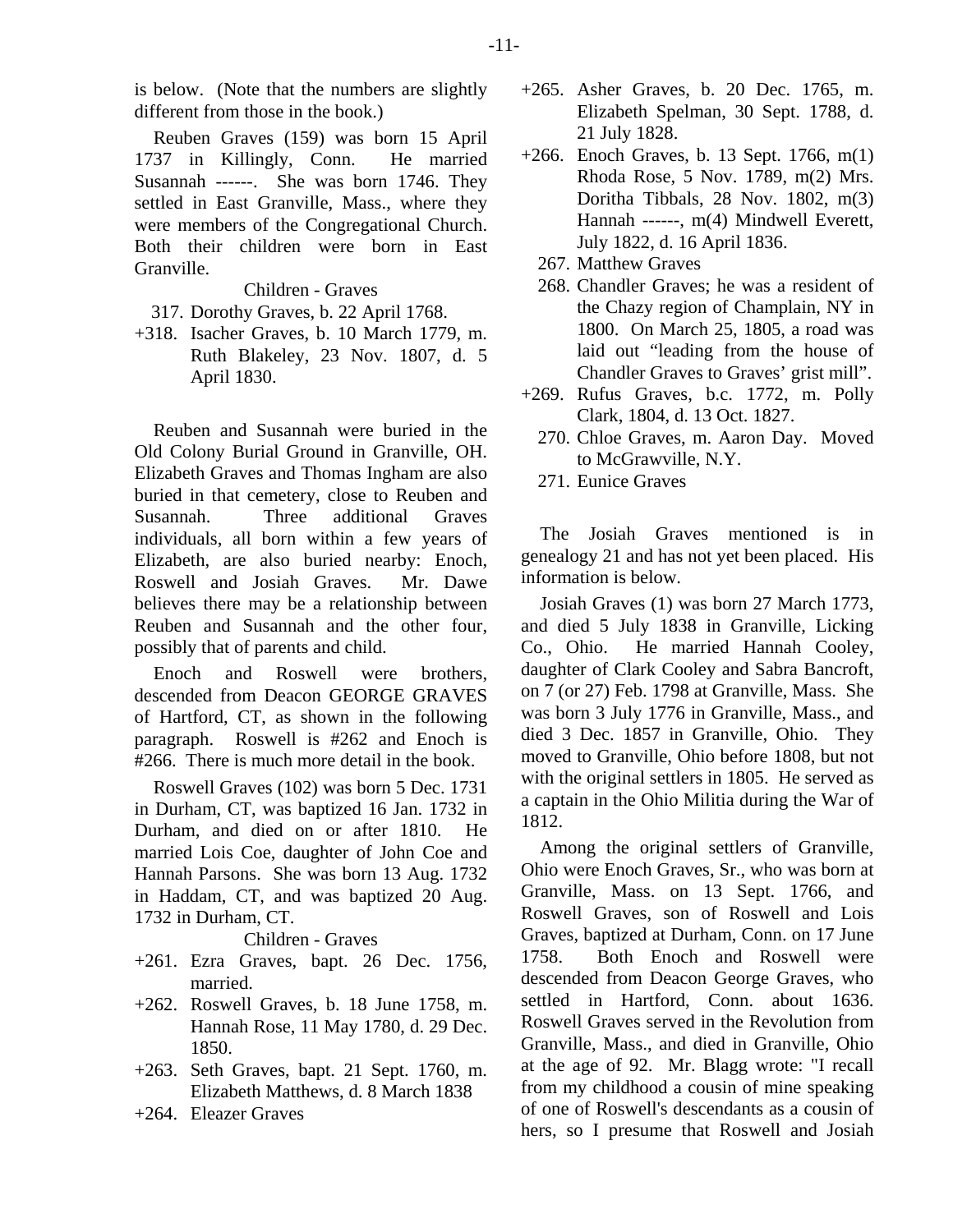is below. (Note that the numbers are slightly different from those in the book.)

Reuben Graves (159) was born 15 April 1737 in Killingly, Conn. He married Susannah ------. She was born 1746. They settled in East Granville, Mass., where they were members of the Congregational Church. Both their children were born in East Granville.

Children - Graves

317. Dorothy Graves, b. 22 April 1768.

+318. Isacher Graves, b. 10 March 1779, m. Ruth Blakeley, 23 Nov. 1807, d. 5 April 1830.

Reuben and Susannah were buried in the Old Colony Burial Ground in Granville, OH. Elizabeth Graves and Thomas Ingham are also buried in that cemetery, close to Reuben and Susannah. Three additional Graves individuals, all born within a few years of Elizabeth, are also buried nearby: Enoch, Roswell and Josiah Graves. Mr. Dawe believes there may be a relationship between Reuben and Susannah and the other four, possibly that of parents and child.

Enoch and Roswell were brothers, descended from Deacon GEORGE GRAVES of Hartford, CT, as shown in the following paragraph. Roswell is #262 and Enoch is #266. There is much more detail in the book.

Roswell Graves (102) was born 5 Dec. 1731 in Durham, CT, was baptized 16 Jan. 1732 in Durham, and died on or after 1810. He married Lois Coe, daughter of John Coe and Hannah Parsons. She was born 13 Aug. 1732 in Haddam, CT, and was baptized 20 Aug. 1732 in Durham, CT.

Children - Graves

+261. Ezra Graves, bapt. 26 Dec. 1756, married.

+262. Roswell Graves, b. 18 June 1758, m. Hannah Rose, 11 May 1780, d. 29 Dec. 1850.

+263. Seth Graves, bapt. 21 Sept. 1760, m. Elizabeth Matthews, d. 8 March 1838

+264. Eleazer Graves

+265. Asher Graves, b. 20 Dec. 1765, m. Elizabeth Spelman, 30 Sept. 1788, d. 21 July 1828.

+266. Enoch Graves, b. 13 Sept. 1766, m(1) Rhoda Rose, 5 Nov. 1789, m(2) Mrs. Doritha Tibbals, 28 Nov. 1802, m(3) Hannah ------, m(4) Mindwell Everett, July 1822, d. 16 April 1836.

267. Matthew Graves

268. Chandler Graves; he was a resident of the Chazy region of Champlain, NY in 1800. On March 25, 1805, a road was laid out "leading from the house of Chandler Graves to Graves' grist mill".

+269. Rufus Graves, b.c. 1772, m. Polly Clark, 1804, d. 13 Oct. 1827.

270. Chloe Graves, m. Aaron Day. Moved to McGrawville, N.Y.

271. Eunice Graves

The Josiah Graves mentioned is in genealogy 21 and has not yet been placed. His information is below.

Josiah Graves (1) was born 27 March 1773, and died 5 July 1838 in Granville, Licking Co., Ohio. He married Hannah Cooley, daughter of Clark Cooley and Sabra Bancroft, on 7 (or 27) Feb. 1798 at Granville, Mass. She was born 3 July 1776 in Granville, Mass., and died 3 Dec. 1857 in Granville, Ohio. They moved to Granville, Ohio before 1808, but not with the original settlers in 1805. He served as a captain in the Ohio Militia during the War of 1812.

Among the original settlers of Granville, Ohio were Enoch Graves, Sr., who was born at Granville, Mass. on 13 Sept. 1766, and Roswell Graves, son of Roswell and Lois Graves, baptized at Durham, Conn. on 17 June 1758. Both Enoch and Roswell were descended from Deacon George Graves, who settled in Hartford, Conn. about 1636. Roswell Graves served in the Revolution from Granville, Mass., and died in Granville, Ohio at the age of 92. Mr. Blagg wrote: "I recall from my childhood a cousin of mine speaking of one of Roswell's descendants as a cousin of hers, so I presume that Roswell and Josiah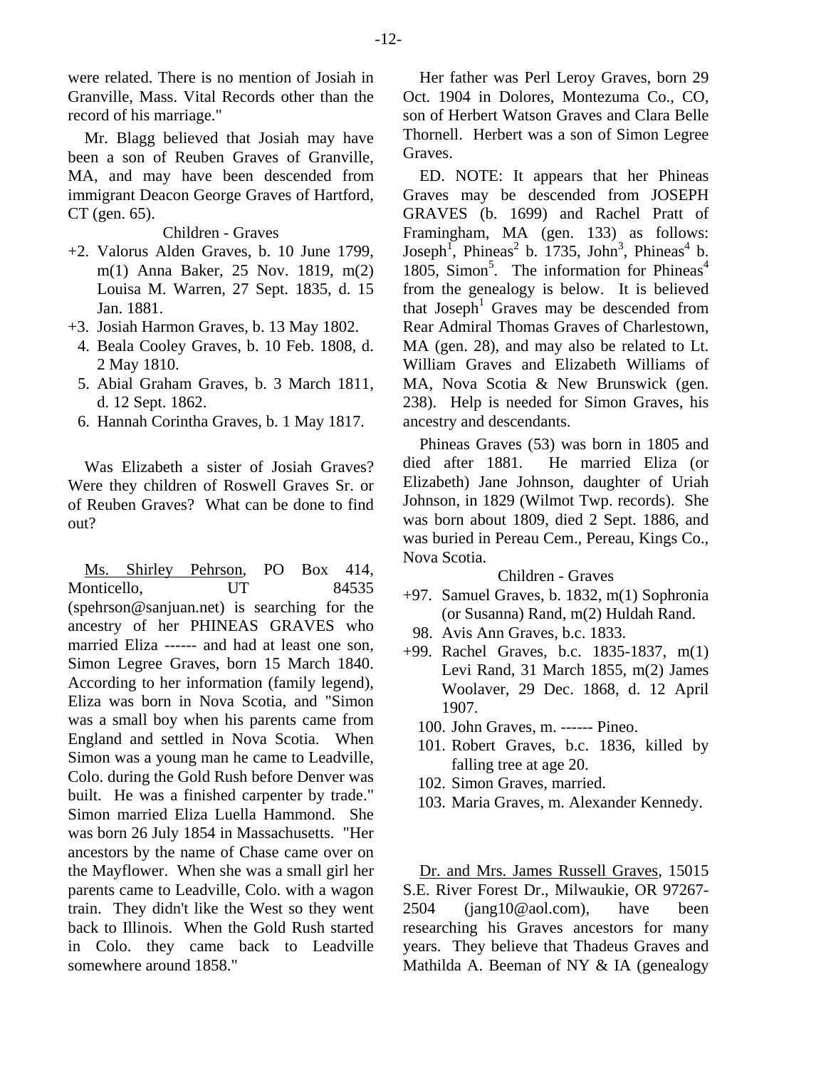were related. There is no mention of Josiah in Granville, Mass. Vital Records other than the record of his marriage."

Mr. Blagg believed that Josiah may have been a son of Reuben Graves of Granville, MA, and may have been descended from immigrant Deacon George Graves of Hartford, CT (gen. 65).

Children - Graves

+2. Valorus Alden Graves, b. 10 June 1799, m(1) Anna Baker, 25 Nov. 1819, m(2) Louisa M. Warren, 27 Sept. 1835, d. 15 Jan. 1881.
+3. Josiah Harmon Graves, b. 13 May 1802.
4. Beala Cooley Graves, b. 10 Feb. 1808, d. 2 May 1810.
5. Abial Graham Graves, b. 3 March 1811, d. 12 Sept. 1862.
6. Hannah Corintha Graves, b. 1 May 1817.

Was Elizabeth a sister of Josiah Graves? Were they children of Roswell Graves Sr. or of Reuben Graves? What can be done to find out?

Ms. Shirley Pehrson, PO Box 414, Monticello, UT 84535 (spehrson@sanjuan.net) is searching for the ancestry of her PHINEAS GRAVES who married Eliza ------ and had at least one son, Simon Legree Graves, born 15 March 1840. According to her information (family legend), Eliza was born in Nova Scotia, and "Simon was a small boy when his parents came from England and settled in Nova Scotia. When Simon was a young man he came to Leadville, Colo. during the Gold Rush before Denver was built. He was a finished carpenter by trade." Simon married Eliza Luella Hammond. She was born 26 July 1854 in Massachusetts. "Her ancestors by the name of Chase came over on the Mayflower. When she was a small girl her parents came to Leadville, Colo. with a wagon train. They didn't like the West so they went back to Illinois. When the Gold Rush started in Colo. they came back to Leadville somewhere around 1858."

Her father was Perl Leroy Graves, born 29 Oct. 1904 in Dolores, Montezuma Co., CO, son of Herbert Watson Graves and Clara Belle Thornell. Herbert was a son of Simon Legree Graves.

ED. NOTE: It appears that her Phineas Graves may be descended from JOSEPH GRAVES (b. 1699) and Rachel Pratt of Framingham, MA (gen. 133) as follows: Joseph[1], Phineas[2] b. 1735, John[3], Phineas[4] b. 1805, Simon[5]. The information for Phineas[4] from the genealogy is below. It is believed that Joseph[1] Graves may be descended from Rear Admiral Thomas Graves of Charlestown, MA (gen. 28), and may also be related to Lt. William Graves and Elizabeth Williams of MA, Nova Scotia & New Brunswick (gen. 238). Help is needed for Simon Graves, his ancestry and descendants.

Phineas Graves (53) was born in 1805 and died after 1881. He married Eliza (or Elizabeth) Jane Johnson, daughter of Uriah Johnson, in 1829 (Wilmot Twp. records). She was born about 1809, died 2 Sept. 1886, and was buried in Pereau Cem., Pereau, Kings Co., Nova Scotia.

Children - Graves

+97. Samuel Graves, b. 1832, m(1) Sophronia (or Susanna) Rand, m(2) Huldah Rand.
98. Avis Ann Graves, b.c. 1833.
+99. Rachel Graves, b.c. 1835-1837, m(1) Levi Rand, 31 March 1855, m(2) James Woolaver, 29 Dec. 1868, d. 12 April 1907.
100. John Graves, m. ------ Pineo.
101. Robert Graves, b.c. 1836, killed by falling tree at age 20.
102. Simon Graves, married.
103. Maria Graves, m. Alexander Kennedy.

Dr. and Mrs. James Russell Graves, 15015 S.E. River Forest Dr., Milwaukie, OR 97267-2504 (jang10@aol.com), have been researching his Graves ancestors for many years. They believe that Thadeus Graves and Mathilda A. Beeman of NY & IA (genealogy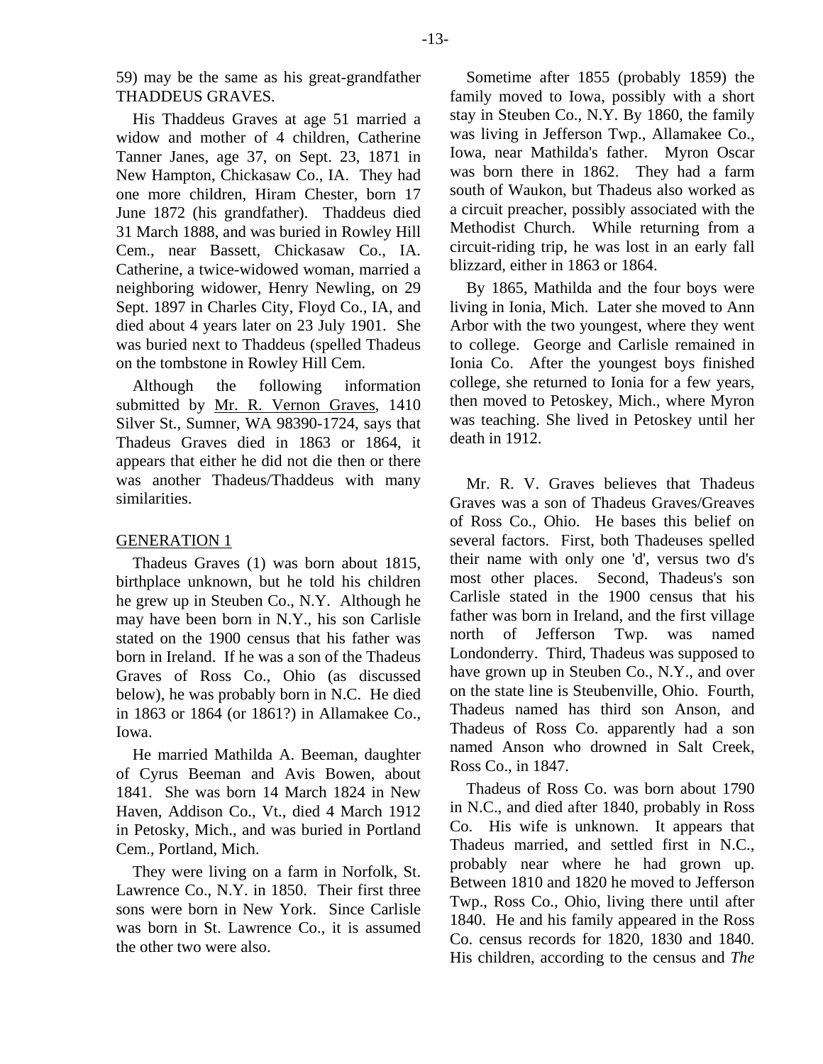59) may be the same as his great-grandfather THADDEUS GRAVES.

His Thaddeus Graves at age 51 married a widow and mother of 4 children, Catherine Tanner Janes, age 37, on Sept. 23, 1871 in New Hampton, Chickasaw Co., IA. They had one more children, Hiram Chester, born 17 June 1872 (his grandfather). Thaddeus died 31 March 1888, and was buried in Rowley Hill Cem., near Bassett, Chickasaw Co., IA. Catherine, a twice-widowed woman, married a neighboring widower, Henry Newling, on 29 Sept. 1897 in Charles City, Floyd Co., IA, and died about 4 years later on 23 July 1901. She was buried next to Thaddeus (spelled Thadeus on the tombstone in Rowley Hill Cem.

Although the following information submitted by Mr. R. Vernon Graves, 1410 Silver St., Sumner, WA 98390-1724, says that Thadeus Graves died in 1863 or 1864, it appears that either he did not die then or there was another Thadeus/Thaddeus with many similarities.

GENERATION 1

Thadeus Graves (1) was born about 1815, birthplace unknown, but he told his children he grew up in Steuben Co., N.Y. Although he may have been born in N.Y., his son Carlisle stated on the 1900 census that his father was born in Ireland. If he was a son of the Thadeus Graves of Ross Co., Ohio (as discussed below), he was probably born in N.C. He died in 1863 or 1864 (or 1861?) in Allamakee Co., Iowa.

He married Mathilda A. Beeman, daughter of Cyrus Beeman and Avis Bowen, about 1841. She was born 14 March 1824 in New Haven, Addison Co., Vt., died 4 March 1912 in Petosky, Mich., and was buried in Portland Cem., Portland, Mich.

They were living on a farm in Norfolk, St. Lawrence Co., N.Y. in 1850. Their first three sons were born in New York. Since Carlisle was born in St. Lawrence Co., it is assumed the other two were also.

Sometime after 1855 (probably 1859) the family moved to Iowa, possibly with a short stay in Steuben Co., N.Y. By 1860, the family was living in Jefferson Twp., Allamakee Co., Iowa, near Mathilda's father. Myron Oscar was born there in 1862. They had a farm south of Waukon, but Thadeus also worked as a circuit preacher, possibly associated with the Methodist Church. While returning from a circuit-riding trip, he was lost in an early fall blizzard, either in 1863 or 1864.

By 1865, Mathilda and the four boys were living in Ionia, Mich. Later she moved to Ann Arbor with the two youngest, where they went to college. George and Carlisle remained in Ionia Co. After the youngest boys finished college, she returned to Ionia for a few years, then moved to Petoskey, Mich., where Myron was teaching. She lived in Petoskey until her death in 1912.

Mr. R. V. Graves believes that Thadeus Graves was a son of Thadeus Graves/Greaves of Ross Co., Ohio. He bases this belief on several factors. First, both Thadeuses spelled their name with only one 'd', versus two d's most other places. Second, Thadeus's son Carlisle stated in the 1900 census that his father was born in Ireland, and the first village north of Jefferson Twp. was named Londonderry. Third, Thadeus was supposed to have grown up in Steuben Co., N.Y., and over on the state line is Steubenville, Ohio. Fourth, Thadeus named has third son Anson, and Thadeus of Ross Co. apparently had a son named Anson who drowned in Salt Creek, Ross Co., in 1847.

Thadeus of Ross Co. was born about 1790 in N.C., and died after 1840, probably in Ross Co. His wife is unknown. It appears that Thadeus married, and settled first in N.C., probably near where he had grown up. Between 1810 and 1820 he moved to Jefferson Twp., Ross Co., Ohio, living there until after 1840. He and his family appeared in the Ross Co. census records for 1820, 1830 and 1840. His children, according to the census and *The*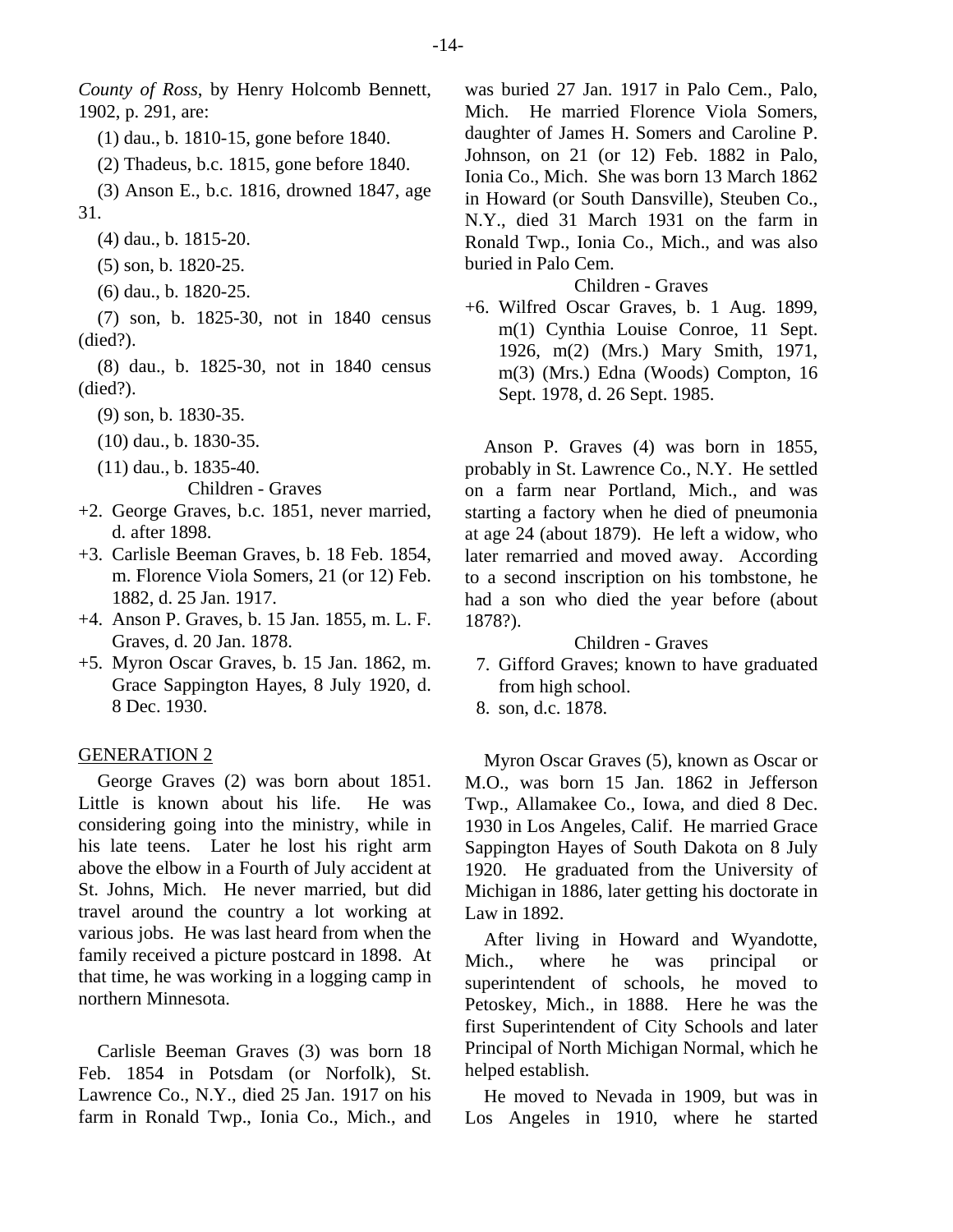*County of Ross*, by Henry Holcomb Bennett, 1902, p. 291, are:

(1) dau., b. 1810-15, gone before 1840.

(2) Thadeus, b.c. 1815, gone before 1840.

(3) Anson E., b.c. 1816, drowned 1847, age 31.

(4) dau., b. 1815-20.

(5) son, b. 1820-25.

(6) dau., b. 1820-25.

(7) son, b. 1825-30, not in 1840 census (died?).

(8) dau., b. 1825-30, not in 1840 census (died?).

(9) son, b. 1830-35.

(10) dau., b. 1830-35.

(11) dau., b. 1835-40.

Children - Graves

+2. George Graves, b.c. 1851, never married, d. after 1898.

+3. Carlisle Beeman Graves, b. 18 Feb. 1854, m. Florence Viola Somers, 21 (or 12) Feb. 1882, d. 25 Jan. 1917.

+4. Anson P. Graves, b. 15 Jan. 1855, m. L. F. Graves, d. 20 Jan. 1878.

+5. Myron Oscar Graves, b. 15 Jan. 1862, m. Grace Sappington Hayes, 8 July 1920, d. 8 Dec. 1930.

GENERATION 2

George Graves (2) was born about 1851. Little is known about his life. He was considering going into the ministry, while in his late teens. Later he lost his right arm above the elbow in a Fourth of July accident at St. Johns, Mich. He never married, but did travel around the country a lot working at various jobs. He was last heard from when the family received a picture postcard in 1898. At that time, he was working in a logging camp in northern Minnesota.

Carlisle Beeman Graves (3) was born 18 Feb. 1854 in Potsdam (or Norfolk), St. Lawrence Co., N.Y., died 25 Jan. 1917 on his farm in Ronald Twp., Ionia Co., Mich., and was buried 27 Jan. 1917 in Palo Cem., Palo, Mich. He married Florence Viola Somers, daughter of James H. Somers and Caroline P. Johnson, on 21 (or 12) Feb. 1882 in Palo, Ionia Co., Mich. She was born 13 March 1862 in Howard (or South Dansville), Steuben Co., N.Y., died 31 March 1931 on the farm in Ronald Twp., Ionia Co., Mich., and was also buried in Palo Cem.

Children - Graves

+6. Wilfred Oscar Graves, b. 1 Aug. 1899, m(1) Cynthia Louise Conroe, 11 Sept. 1926, m(2) (Mrs.) Mary Smith, 1971, m(3) (Mrs.) Edna (Woods) Compton, 16 Sept. 1978, d. 26 Sept. 1985.

Anson P. Graves (4) was born in 1855, probably in St. Lawrence Co., N.Y. He settled on a farm near Portland, Mich., and was starting a factory when he died of pneumonia at age 24 (about 1879). He left a widow, who later remarried and moved away. According to a second inscription on his tombstone, he had a son who died the year before (about 1878?).

Children - Graves

7. Gifford Graves; known to have graduated from high school.
8. son, d.c. 1878.

Myron Oscar Graves (5), known as Oscar or M.O., was born 15 Jan. 1862 in Jefferson Twp., Allamakee Co., Iowa, and died 8 Dec. 1930 in Los Angeles, Calif. He married Grace Sappington Hayes of South Dakota on 8 July 1920. He graduated from the University of Michigan in 1886, later getting his doctorate in Law in 1892.

After living in Howard and Wyandotte, Mich., where he was principal or superintendent of schools, he moved to Petoskey, Mich., in 1888. Here he was the first Superintendent of City Schools and later Principal of North Michigan Normal, which he helped establish.

He moved to Nevada in 1909, but was in Los Angeles in 1910, where he started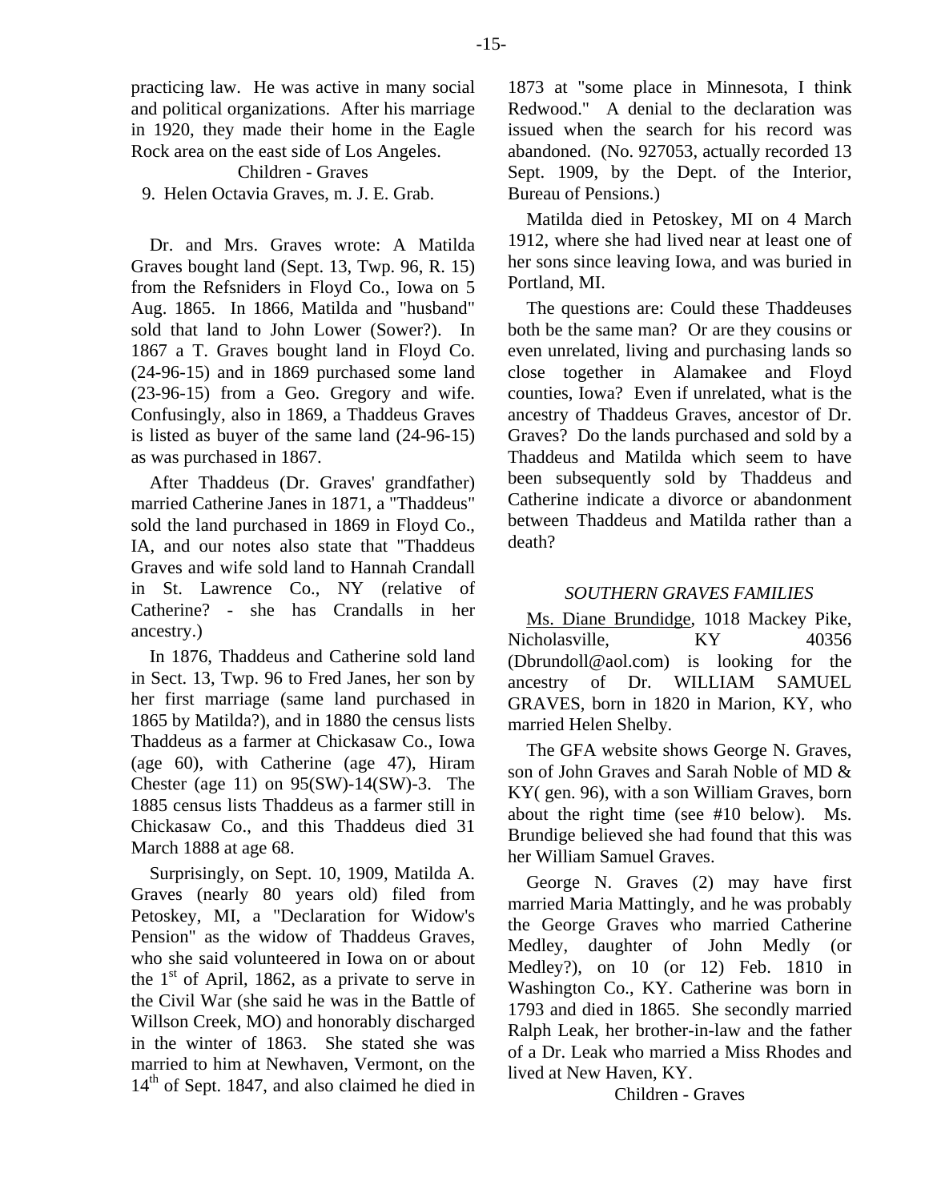practicing law. He was active in many social and political organizations. After his marriage in 1920, they made their home in the Eagle Rock area on the east side of Los Angeles.

Children - Graves

9. Helen Octavia Graves, m. J. E. Grab.

Dr. and Mrs. Graves wrote: A Matilda Graves bought land (Sept. 13, Twp. 96, R. 15) from the Refsniders in Floyd Co., Iowa on 5 Aug. 1865. In 1866, Matilda and "husband" sold that land to John Lower (Sower?). In 1867 a T. Graves bought land in Floyd Co. (24-96-15) and in 1869 purchased some land (23-96-15) from a Geo. Gregory and wife. Confusingly, also in 1869, a Thaddeus Graves is listed as buyer of the same land (24-96-15) as was purchased in 1867.

After Thaddeus (Dr. Graves' grandfather) married Catherine Janes in 1871, a "Thaddeus" sold the land purchased in 1869 in Floyd Co., IA, and our notes also state that "Thaddeus Graves and wife sold land to Hannah Crandall in St. Lawrence Co., NY (relative of Catherine? - she has Crandalls in her ancestry.)

In 1876, Thaddeus and Catherine sold land in Sect. 13, Twp. 96 to Fred Janes, her son by her first marriage (same land purchased in 1865 by Matilda?), and in 1880 the census lists Thaddeus as a farmer at Chickasaw Co., Iowa (age 60), with Catherine (age 47), Hiram Chester (age 11) on 95(SW)-14(SW)-3. The 1885 census lists Thaddeus as a farmer still in Chickasaw Co., and this Thaddeus died 31 March 1888 at age 68.

Surprisingly, on Sept. 10, 1909, Matilda A. Graves (nearly 80 years old) filed from Petoskey, MI, a "Declaration for Widow's Pension" as the widow of Thaddeus Graves, who she said volunteered in Iowa on or about the 1st of April, 1862, as a private to serve in the Civil War (she said he was in the Battle of Willson Creek, MO) and honorably discharged in the winter of 1863. She stated she was married to him at Newhaven, Vermont, on the 14th of Sept. 1847, and also claimed he died in 1873 at "some place in Minnesota, I think Redwood." A denial to the declaration was issued when the search for his record was abandoned. (No. 927053, actually recorded 13 Sept. 1909, by the Dept. of the Interior, Bureau of Pensions.)

Matilda died in Petoskey, MI on 4 March 1912, where she had lived near at least one of her sons since leaving Iowa, and was buried in Portland, MI.

The questions are: Could these Thaddeuses both be the same man? Or are they cousins or even unrelated, living and purchasing lands so close together in Alamakee and Floyd counties, Iowa? Even if unrelated, what is the ancestry of Thaddeus Graves, ancestor of Dr. Graves? Do the lands purchased and sold by a Thaddeus and Matilda which seem to have been subsequently sold by Thaddeus and Catherine indicate a divorce or abandonment between Thaddeus and Matilda rather than a death?

## *SOUTHERN GRAVES FAMILIES*

Ms. Diane Brundidge, 1018 Mackey Pike, Nicholasville, KY 40356 (Dbrundoll@aol.com) is looking for the ancestry of Dr. WILLIAM SAMUEL GRAVES, born in 1820 in Marion, KY, who married Helen Shelby.

The GFA website shows George N. Graves, son of John Graves and Sarah Noble of MD & KY( gen. 96), with a son William Graves, born about the right time (see #10 below). Ms. Brundige believed she had found that this was her William Samuel Graves.

George N. Graves (2) may have first married Maria Mattingly, and he was probably the George Graves who married Catherine Medley, daughter of John Medly (or Medley?), on 10 (or 12) Feb. 1810 in Washington Co., KY. Catherine was born in 1793 and died in 1865. She secondly married Ralph Leak, her brother-in-law and the father of a Dr. Leak who married a Miss Rhodes and lived at New Haven, KY.

Children - Graves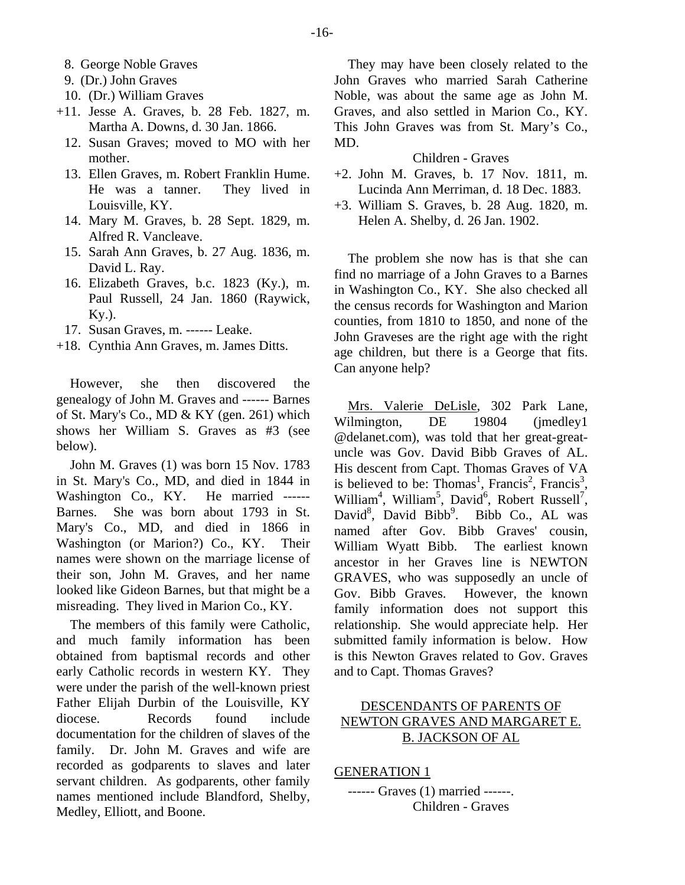8. George Noble Graves
9. (Dr.) John Graves
10. (Dr.) William Graves

+11. Jesse A. Graves, b. 28 Feb. 1827, m. Martha A. Downs, d. 30 Jan. 1866.

12. Susan Graves; moved to MO with her mother.
13. Ellen Graves, m. Robert Franklin Hume. He was a tanner. They lived in Louisville, KY.
14. Mary M. Graves, b. 28 Sept. 1829, m. Alfred R. Vancleave.
15. Sarah Ann Graves, b. 27 Aug. 1836, m. David L. Ray.
16. Elizabeth Graves, b.c. 1823 (Ky.), m. Paul Russell, 24 Jan. 1860 (Raywick, Ky.).
17. Susan Graves, m. ------ Leake.

+18. Cynthia Ann Graves, m. James Ditts.

However, she then discovered the genealogy of John M. Graves and ------ Barnes of St. Mary's Co., MD & KY (gen. 261) which shows her William S. Graves as #3 (see below).

John M. Graves (1) was born 15 Nov. 1783 in St. Mary's Co., MD, and died in 1844 in Washington Co., KY. He married ------ Barnes. She was born about 1793 in St. Mary's Co., MD, and died in 1866 in Washington (or Marion?) Co., KY. Their names were shown on the marriage license of their son, John M. Graves, and her name looked like Gideon Barnes, but that might be a misreading. They lived in Marion Co., KY.

The members of this family were Catholic, and much family information has been obtained from baptismal records and other early Catholic records in western KY. They were under the parish of the well-known priest Father Elijah Durbin of the Louisville, KY diocese. Records found include documentation for the children of slaves of the family. Dr. John M. Graves and wife are recorded as godparents to slaves and later servant children. As godparents, other family names mentioned include Blandford, Shelby, Medley, Elliott, and Boone.

They may have been closely related to the John Graves who married Sarah Catherine Noble, was about the same age as John M. Graves, and also settled in Marion Co., KY. This John Graves was from St. Mary's Co., MD.

Children - Graves

+2. John M. Graves, b. 17 Nov. 1811, m. Lucinda Ann Merriman, d. 18 Dec. 1883.

+3. William S. Graves, b. 28 Aug. 1820, m. Helen A. Shelby, d. 26 Jan. 1902.

The problem she now has is that she can find no marriage of a John Graves to a Barnes in Washington Co., KY. She also checked all the census records for Washington and Marion counties, from 1810 to 1850, and none of the John Graveses are the right age with the right age children, but there is a George that fits. Can anyone help?

Mrs. Valerie DeLisle, 302 Park Lane, Wilmington, DE 19804 (jmedley1@delanet.com), was told that her great-great-uncle was Gov. David Bibb Graves of AL. His descent from Capt. Thomas Graves of VA is believed to be: Thomas[1], Francis[2], Francis[3], William[4], William[5], David[6], Robert Russell[7], David[8], David Bibb[9]. Bibb Co., AL was named after Gov. Bibb Graves' cousin, William Wyatt Bibb. The earliest known ancestor in her Graves line is NEWTON GRAVES, who was supposedly an uncle of Gov. Bibb Graves. However, the known family information does not support this relationship. She would appreciate help. Her submitted family information is below. How is this Newton Graves related to Gov. Graves and to Capt. Thomas Graves?

## DESCENDANTS OF PARENTS OF NEWTON GRAVES AND MARGARET E. B. JACKSON OF AL

### GENERATION 1

------ Graves (1) married ------.

Children - Graves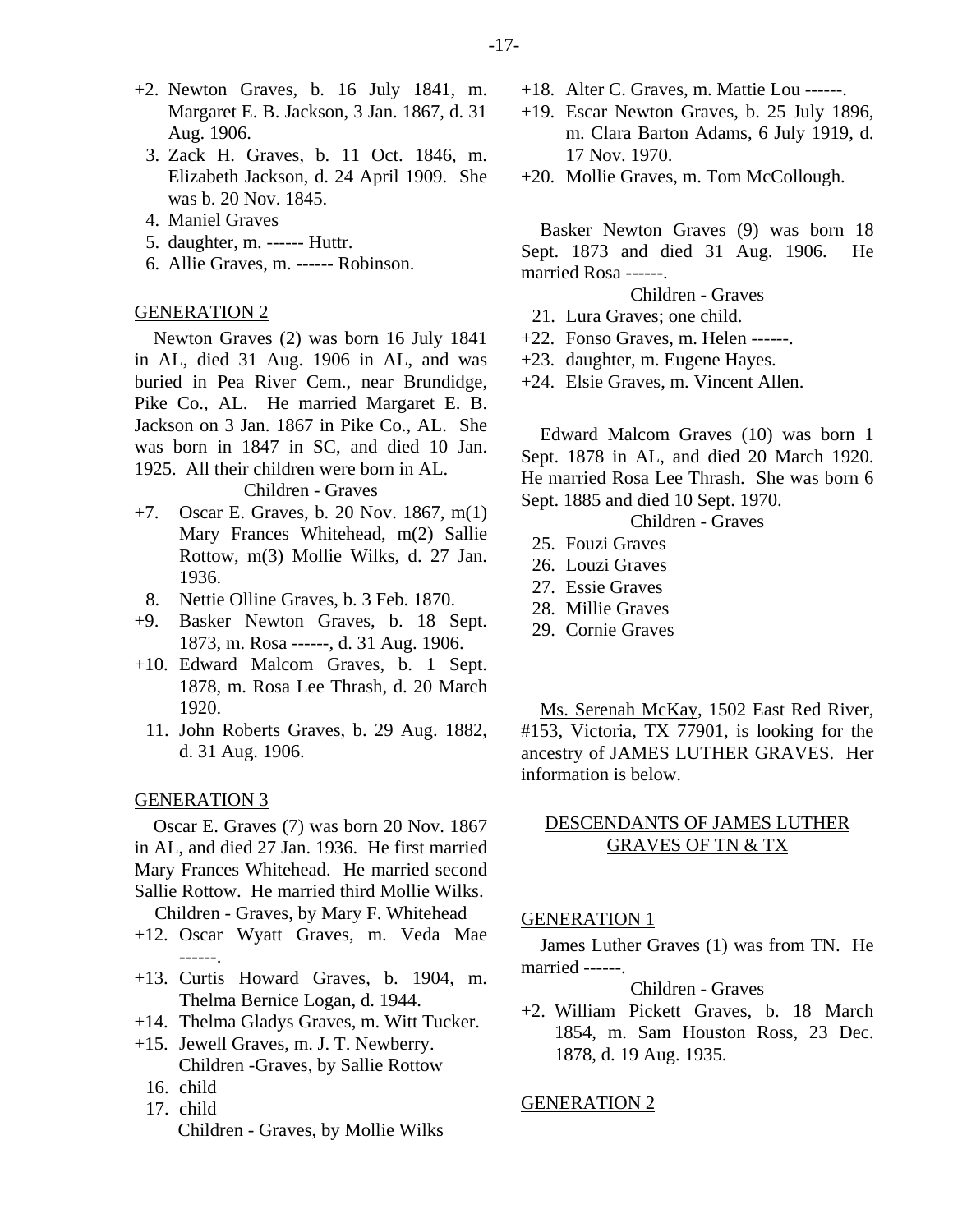+2. Newton Graves, b. 16 July 1841, m. Margaret E. B. Jackson, 3 Jan. 1867, d. 31 Aug. 1906.
3. Zack H. Graves, b. 11 Oct. 1846, m. Elizabeth Jackson, d. 24 April 1909. She was b. 20 Nov. 1845.
4. Maniel Graves
5. daughter, m. ------ Huttr.
6. Allie Graves, m. ------ Robinson.

GENERATION 2

Newton Graves (2) was born 16 July 1841 in AL, died 31 Aug. 1906 in AL, and was buried in Pea River Cem., near Brundidge, Pike Co., AL. He married Margaret E. B. Jackson on 3 Jan. 1867 in Pike Co., AL. She was born in 1847 in SC, and died 10 Jan. 1925. All their children were born in AL.

Children - Graves

+7. Oscar E. Graves, b. 20 Nov. 1867, m(1) Mary Frances Whitehead, m(2) Sallie Rottow, m(3) Mollie Wilks, d. 27 Jan. 1936.
8. Nettie Olline Graves, b. 3 Feb. 1870.
+9. Basker Newton Graves, b. 18 Sept. 1873, m. Rosa ------, d. 31 Aug. 1906.
+10. Edward Malcom Graves, b. 1 Sept. 1878, m. Rosa Lee Thrash, d. 20 March 1920.
11. John Roberts Graves, b. 29 Aug. 1882, d. 31 Aug. 1906.

GENERATION 3

Oscar E. Graves (7) was born 20 Nov. 1867 in AL, and died 27 Jan. 1936. He first married Mary Frances Whitehead. He married second Sallie Rottow. He married third Mollie Wilks.

Children - Graves, by Mary F. Whitehead

+12. Oscar Wyatt Graves, m. Veda Mae ------.
+13. Curtis Howard Graves, b. 1904, m. Thelma Bernice Logan, d. 1944.
+14. Thelma Gladys Graves, m. Witt Tucker.
+15. Jewell Graves, m. J. T. Newberry.

Children -Graves, by Sallie Rottow

16. child
17. child

Children - Graves, by Mollie Wilks

+18. Alter C. Graves, m. Mattie Lou ------.
+19. Escar Newton Graves, b. 25 July 1896, m. Clara Barton Adams, 6 July 1919, d. 17 Nov. 1970.
+20. Mollie Graves, m. Tom McCollough.

Basker Newton Graves (9) was born 18 Sept. 1873 and died 31 Aug. 1906. He married Rosa ------.

Children - Graves

21. Lura Graves; one child.
+22. Fonso Graves, m. Helen ------.
+23. daughter, m. Eugene Hayes.
+24. Elsie Graves, m. Vincent Allen.

Edward Malcom Graves (10) was born 1 Sept. 1878 in AL, and died 20 March 1920. He married Rosa Lee Thrash. She was born 6 Sept. 1885 and died 10 Sept. 1970.

Children - Graves

25. Fouzi Graves
26. Louzi Graves
27. Essie Graves
28. Millie Graves
29. Cornie Graves

Ms. Serenah McKay, 1502 East Red River, #153, Victoria, TX 77901, is looking for the ancestry of JAMES LUTHER GRAVES. Her information is below.

DESCENDANTS OF JAMES LUTHER GRAVES OF TN & TX

GENERATION 1

James Luther Graves (1) was from TN. He married ------.

Children - Graves

+2. William Pickett Graves, b. 18 March 1854, m. Sam Houston Ross, 23 Dec. 1878, d. 19 Aug. 1935.

GENERATION 2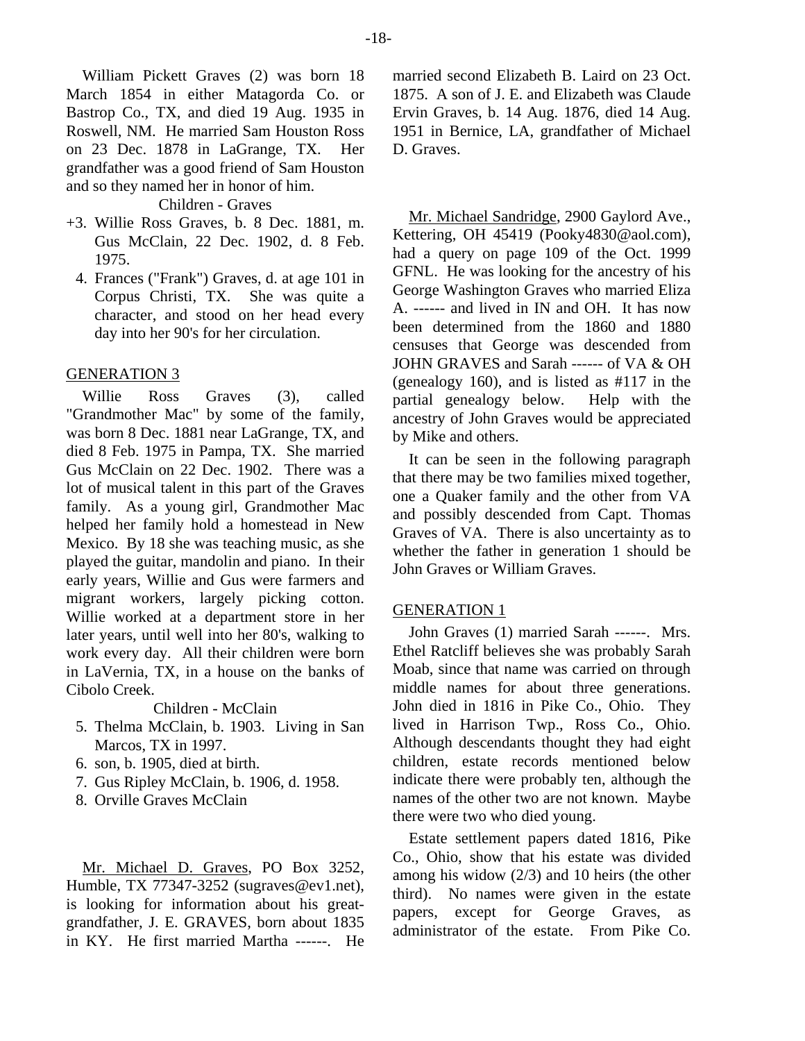William Pickett Graves (2) was born 18 March 1854 in either Matagorda Co. or Bastrop Co., TX, and died 19 Aug. 1935 in Roswell, NM. He married Sam Houston Ross on 23 Dec. 1878 in LaGrange, TX. Her grandfather was a good friend of Sam Houston and so they named her in honor of him.

Children - Graves

+3. Willie Ross Graves, b. 8 Dec. 1881, m. Gus McClain, 22 Dec. 1902, d. 8 Feb. 1975.
4. Frances ("Frank") Graves, d. at age 101 in Corpus Christi, TX. She was quite a character, and stood on her head every day into her 90's for her circulation.

GENERATION 3

Willie Ross Graves (3), called "Grandmother Mac" by some of the family, was born 8 Dec. 1881 near LaGrange, TX, and died 8 Feb. 1975 in Pampa, TX. She married Gus McClain on 22 Dec. 1902. There was a lot of musical talent in this part of the Graves family. As a young girl, Grandmother Mac helped her family hold a homestead in New Mexico. By 18 she was teaching music, as she played the guitar, mandolin and piano. In their early years, Willie and Gus were farmers and migrant workers, largely picking cotton. Willie worked at a department store in her later years, until well into her 80's, walking to work every day. All their children were born in LaVernia, TX, in a house on the banks of Cibolo Creek.

Children - McClain

5. Thelma McClain, b. 1903. Living in San Marcos, TX in 1997.
6. son, b. 1905, died at birth.
7. Gus Ripley McClain, b. 1906, d. 1958.
8. Orville Graves McClain

Mr. Michael D. Graves, PO Box 3252, Humble, TX 77347-3252 (sugraves@ev1.net), is looking for information about his great-grandfather, J. E. GRAVES, born about 1835 in KY. He first married Martha ------. He married second Elizabeth B. Laird on 23 Oct. 1875. A son of J. E. and Elizabeth was Claude Ervin Graves, b. 14 Aug. 1876, died 14 Aug. 1951 in Bernice, LA, grandfather of Michael D. Graves.

Mr. Michael Sandridge, 2900 Gaylord Ave., Kettering, OH 45419 (Pooky4830@aol.com), had a query on page 109 of the Oct. 1999 GFNL. He was looking for the ancestry of his George Washington Graves who married Eliza A. ------ and lived in IN and OH. It has now been determined from the 1860 and 1880 censuses that George was descended from JOHN GRAVES and Sarah ------ of VA & OH (genealogy 160), and is listed as #117 in the partial genealogy below. Help with the ancestry of John Graves would be appreciated by Mike and others.

It can be seen in the following paragraph that there may be two families mixed together, one a Quaker family and the other from VA and possibly descended from Capt. Thomas Graves of VA. There is also uncertainty as to whether the father in generation 1 should be John Graves or William Graves.

GENERATION 1

John Graves (1) married Sarah ------. Mrs. Ethel Ratcliff believes she was probably Sarah Moab, since that name was carried on through middle names for about three generations. John died in 1816 in Pike Co., Ohio. They lived in Harrison Twp., Ross Co., Ohio. Although descendants thought they had eight children, estate records mentioned below indicate there were probably ten, although the names of the other two are not known. Maybe there were two who died young.

Estate settlement papers dated 1816, Pike Co., Ohio, show that his estate was divided among his widow (2/3) and 10 heirs (the other third). No names were given in the estate papers, except for George Graves, as administrator of the estate. From Pike Co.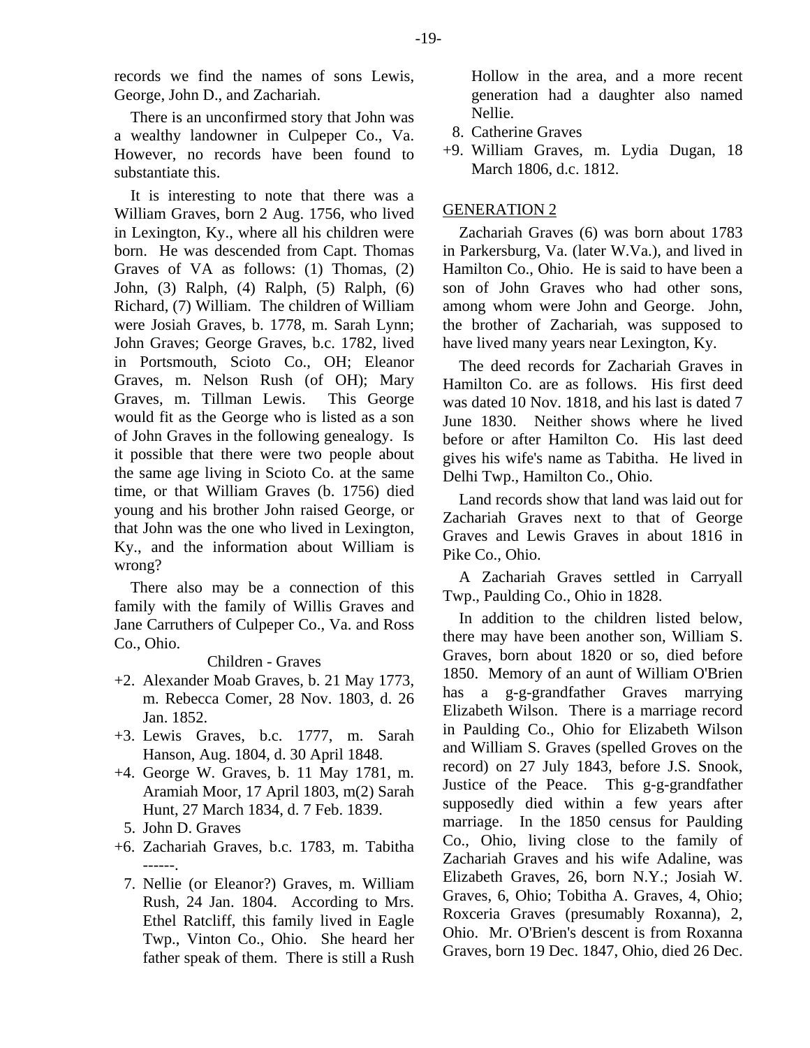records we find the names of sons Lewis, George, John D., and Zachariah.

There is an unconfirmed story that John was a wealthy landowner in Culpeper Co., Va. However, no records have been found to substantiate this.

It is interesting to note that there was a William Graves, born 2 Aug. 1756, who lived in Lexington, Ky., where all his children were born. He was descended from Capt. Thomas Graves of VA as follows: (1) Thomas, (2) John, (3) Ralph, (4) Ralph, (5) Ralph, (6) Richard, (7) William. The children of William were Josiah Graves, b. 1778, m. Sarah Lynn; John Graves; George Graves, b.c. 1782, lived in Portsmouth, Scioto Co., OH; Eleanor Graves, m. Nelson Rush (of OH); Mary Graves, m. Tillman Lewis. This George would fit as the George who is listed as a son of John Graves in the following genealogy. Is it possible that there were two people about the same age living in Scioto Co. at the same time, or that William Graves (b. 1756) died young and his brother John raised George, or that John was the one who lived in Lexington, Ky., and the information about William is wrong?

There also may be a connection of this family with the family of Willis Graves and Jane Carruthers of Culpeper Co., Va. and Ross Co., Ohio.

Children - Graves

+2. Alexander Moab Graves, b. 21 May 1773, m. Rebecca Comer, 28 Nov. 1803, d. 26 Jan. 1852.
+3. Lewis Graves, b.c. 1777, m. Sarah Hanson, Aug. 1804, d. 30 April 1848.
+4. George W. Graves, b. 11 May 1781, m. Aramiah Moor, 17 April 1803, m(2) Sarah Hunt, 27 March 1834, d. 7 Feb. 1839.
5. John D. Graves
+6. Zachariah Graves, b.c. 1783, m. Tabitha ------.
7. Nellie (or Eleanor?) Graves, m. William Rush, 24 Jan. 1804. According to Mrs. Ethel Ratcliff, this family lived in Eagle Twp., Vinton Co., Ohio. She heard her father speak of them. There is still a Rush Hollow in the area, and a more recent generation had a daughter also named Nellie.
8. Catherine Graves
+9. William Graves, m. Lydia Dugan, 18 March 1806, d.c. 1812.

## GENERATION 2

Zachariah Graves (6) was born about 1783 in Parkersburg, Va. (later W.Va.), and lived in Hamilton Co., Ohio. He is said to have been a son of John Graves who had other sons, among whom were John and George. John, the brother of Zachariah, was supposed to have lived many years near Lexington, Ky.

The deed records for Zachariah Graves in Hamilton Co. are as follows. His first deed was dated 10 Nov. 1818, and his last is dated 7 June 1830. Neither shows where he lived before or after Hamilton Co. His last deed gives his wife's name as Tabitha. He lived in Delhi Twp., Hamilton Co., Ohio.

Land records show that land was laid out for Zachariah Graves next to that of George Graves and Lewis Graves in about 1816 in Pike Co., Ohio.

A Zachariah Graves settled in Carryall Twp., Paulding Co., Ohio in 1828.

In addition to the children listed below, there may have been another son, William S. Graves, born about 1820 or so, died before 1850. Memory of an aunt of William O'Brien has a g-g-grandfather Graves marrying Elizabeth Wilson. There is a marriage record in Paulding Co., Ohio for Elizabeth Wilson and William S. Graves (spelled Groves on the record) on 27 July 1843, before J.S. Snook, Justice of the Peace. This g-g-grandfather supposedly died within a few years after marriage. In the 1850 census for Paulding Co., Ohio, living close to the family of Zachariah Graves and his wife Adaline, was Elizabeth Graves, 26, born N.Y.; Josiah W. Graves, 6, Ohio; Tobitha A. Graves, 4, Ohio; Roxceria Graves (presumably Roxanna), 2, Ohio. Mr. O'Brien's descent is from Roxanna Graves, born 19 Dec. 1847, Ohio, died 26 Dec.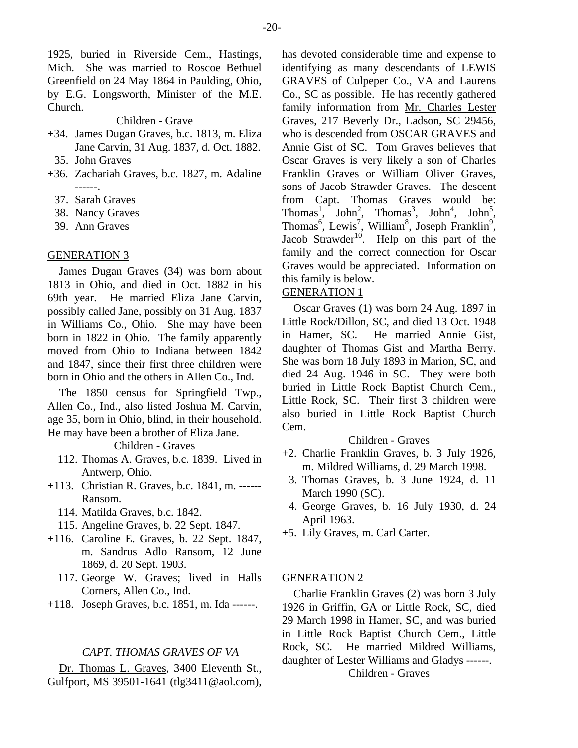1925, buried in Riverside Cem., Hastings, Mich. She was married to Roscoe Bethuel Greenfield on 24 May 1864 in Paulding, Ohio, by E.G. Longsworth, Minister of the M.E. Church.

Children - Grave

+34. James Dugan Graves, b.c. 1813, m. Eliza Jane Carvin, 31 Aug. 1837, d. Oct. 1882.
35. John Graves
+36. Zachariah Graves, b.c. 1827, m. Adaline ------.
37. Sarah Graves
38. Nancy Graves
39. Ann Graves

GENERATION 3

James Dugan Graves (34) was born about 1813 in Ohio, and died in Oct. 1882 in his 69th year. He married Eliza Jane Carvin, possibly called Jane, possibly on 31 Aug. 1837 in Williams Co., Ohio. She may have been born in 1822 in Ohio. The family apparently moved from Ohio to Indiana between 1842 and 1847, since their first three children were born in Ohio and the others in Allen Co., Ind.

The 1850 census for Springfield Twp., Allen Co., Ind., also listed Joshua M. Carvin, age 35, born in Ohio, blind, in their household. He may have been a brother of Eliza Jane.

Children - Graves

112. Thomas A. Graves, b.c. 1839. Lived in Antwerp, Ohio.
+113. Christian R. Graves, b.c. 1841, m. ------ Ransom.
114. Matilda Graves, b.c. 1842.
115. Angeline Graves, b. 22 Sept. 1847.
+116. Caroline E. Graves, b. 22 Sept. 1847, m. Sandrus Adlo Ransom, 12 June 1869, d. 20 Sept. 1903.
117. George W. Graves; lived in Halls Corners, Allen Co., Ind.
+118. Joseph Graves, b.c. 1851, m. Ida ------.

*CAPT. THOMAS GRAVES OF VA*

Dr. Thomas L. Graves, 3400 Eleventh St., Gulfport, MS 39501-1641 (tlg3411@aol.com), has devoted considerable time and expense to identifying as many descendants of LEWIS GRAVES of Culpeper Co., VA and Laurens Co., SC as possible. He has recently gathered family information from Mr. Charles Lester Graves, 217 Beverly Dr., Ladson, SC 29456, who is descended from OSCAR GRAVES and Annie Gist of SC. Tom Graves believes that Oscar Graves is very likely a son of Charles Franklin Graves or William Oliver Graves, sons of Jacob Strawder Graves. The descent from Capt. Thomas Graves would be: Thomas[1], John[2], Thomas[3], John[4], John[5], Thomas[6], Lewis[7], William[8], Joseph Franklin[9], Jacob Strawder[10]. Help on this part of the family and the correct connection for Oscar Graves would be appreciated. Information on this family is below.

GENERATION 1

Oscar Graves (1) was born 24 Aug. 1897 in Little Rock/Dillon, SC, and died 13 Oct. 1948 in Hamer, SC. He married Annie Gist, daughter of Thomas Gist and Martha Berry. She was born 18 July 1893 in Marion, SC, and died 24 Aug. 1946 in SC. They were both buried in Little Rock Baptist Church Cem., Little Rock, SC. Their first 3 children were also buried in Little Rock Baptist Church Cem.

Children - Graves

+2. Charlie Franklin Graves, b. 3 July 1926, m. Mildred Williams, d. 29 March 1998.
3. Thomas Graves, b. 3 June 1924, d. 11 March 1990 (SC).
4. George Graves, b. 16 July 1930, d. 24 April 1963.
+5. Lily Graves, m. Carl Carter.

GENERATION 2

Charlie Franklin Graves (2) was born 3 July 1926 in Griffin, GA or Little Rock, SC, died 29 March 1998 in Hamer, SC, and was buried in Little Rock Baptist Church Cem., Little Rock, SC. He married Mildred Williams, daughter of Lester Williams and Gladys ------.

Children - Graves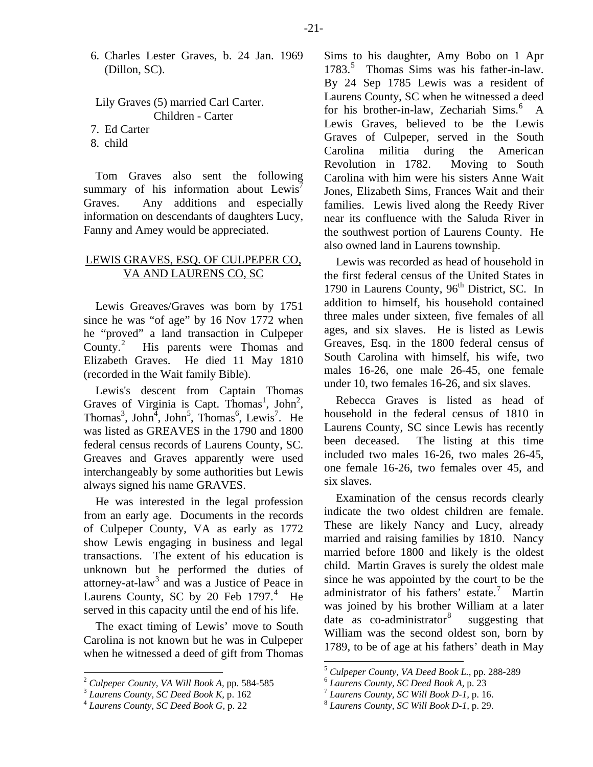6. Charles Lester Graves, b. 24 Jan. 1969 (Dillon, SC).

Lily Graves (5) married Carl Carter.
Children - Carter

7. Ed Carter
8. child

Tom Graves also sent the following summary of his information about Lewis[7] Graves. Any additions and especially information on descendants of daughters Lucy, Fanny and Amey would be appreciated.

## LEWIS GRAVES, ESQ. OF CULPEPER CO, VA AND LAURENS CO, SC

Lewis Greaves/Graves was born by 1751 since he was "of age" by 16 Nov 1772 when he "proved" a land transaction in Culpeper County.[2] His parents were Thomas and Elizabeth Graves. He died 11 May 1810 (recorded in the Wait family Bible).

Lewis's descent from Captain Thomas Graves of Virginia is Capt. Thomas[1], John[2], Thomas[3], John[4], John[5], Thomas[6], Lewis[7]. He was listed as GREAVES in the 1790 and 1800 federal census records of Laurens County, SC. Greaves and Graves apparently were used interchangeably by some authorities but Lewis always signed his name GRAVES.

He was interested in the legal profession from an early age. Documents in the records of Culpeper County, VA as early as 1772 show Lewis engaging in business and legal transactions. The extent of his education is unknown but he performed the duties of attorney-at-law[3] and was a Justice of Peace in Laurens County, SC by 20 Feb 1797.[4] He served in this capacity until the end of his life.

The exact timing of Lewis' move to South Carolina is not known but he was in Culpeper when he witnessed a deed of gift from Thomas Sims to his daughter, Amy Bobo on 1 Apr 1783.[5] Thomas Sims was his father-in-law. By 24 Sep 1785 Lewis was a resident of Laurens County, SC when he witnessed a deed for his brother-in-law, Zechariah Sims.[6] A Lewis Graves, believed to be the Lewis Graves of Culpeper, served in the South Carolina militia during the American Revolution in 1782. Moving to South Carolina with him were his sisters Anne Wait Jones, Elizabeth Sims, Frances Wait and their families. Lewis lived along the Reedy River near its confluence with the Saluda River in the southwest portion of Laurens County. He also owned land in Laurens township.

Lewis was recorded as head of household in the first federal census of the United States in 1790 in Laurens County, 96th District, SC. In addition to himself, his household contained three males under sixteen, five females of all ages, and six slaves. He is listed as Lewis Greaves, Esq. in the 1800 federal census of South Carolina with himself, his wife, two males 16-26, one male 26-45, one female under 10, two females 16-26, and six slaves.

Rebecca Graves is listed as head of household in the federal census of 1810 in Laurens County, SC since Lewis has recently been deceased. The listing at this time included two males 16-26, two males 26-45, one female 16-26, two females over 45, and six slaves.

Examination of the census records clearly indicate the two oldest children are female. These are likely Nancy and Lucy, already married and raising families by 1810. Nancy married before 1800 and likely is the oldest child. Martin Graves is surely the oldest male since he was appointed by the court to be the administrator of his fathers' estate.[7] Martin was joined by his brother William at a later date as co-administrator[8] suggesting that William was the second oldest son, born by 1789, to be of age at his fathers' death in May

---

[2] *Culpeper County, VA Will Book A,* pp. 584-585
[3] *Laurens County, SC Deed Book K,* p. 162
[4] *Laurens County, SC Deed Book G,* p. 22
[5] *Culpeper County, VA Deed Book L.,* pp. 288-289
[6] *Laurens County, SC Deed Book A,* p. 23
[7] *Laurens County, SC Will Book D-1,* p. 16.
[8] *Laurens County, SC Will Book D-1,* p. 29.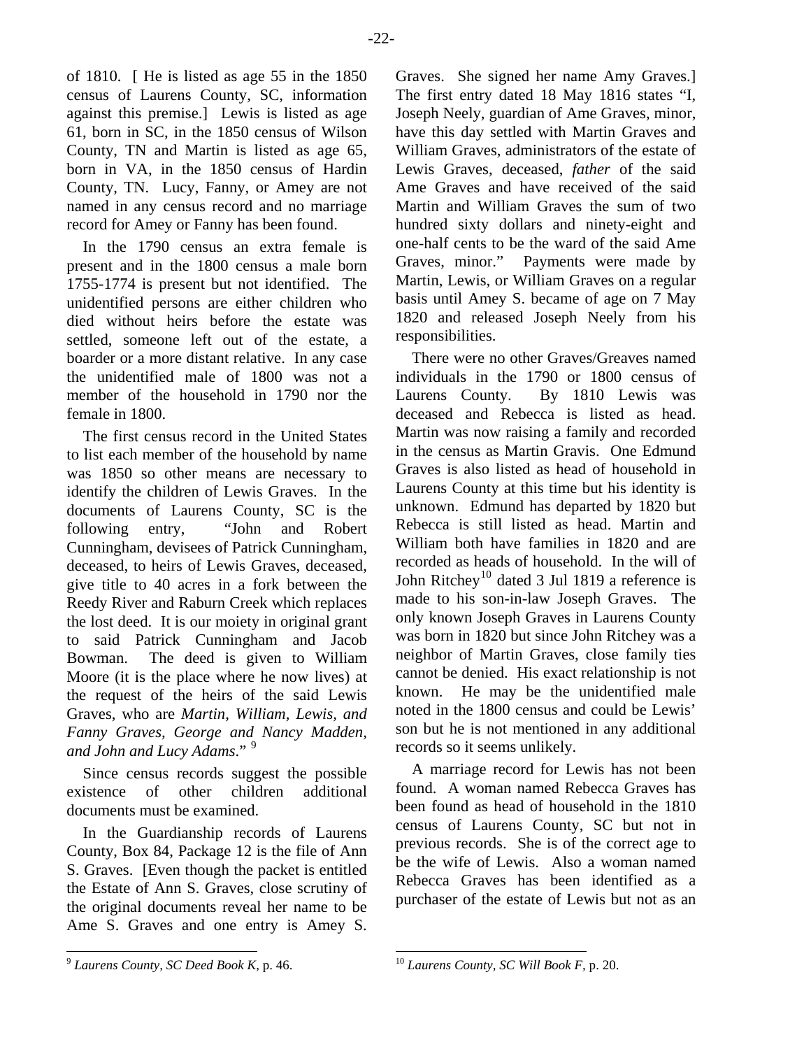of 1810. [ He is listed as age 55 in the 1850 census of Laurens County, SC, information against this premise.] Lewis is listed as age 61, born in SC, in the 1850 census of Wilson County, TN and Martin is listed as age 65, born in VA, in the 1850 census of Hardin County, TN. Lucy, Fanny, or Amey are not named in any census record and no marriage record for Amey or Fanny has been found.

In the 1790 census an extra female is present and in the 1800 census a male born 1755-1774 is present but not identified. The unidentified persons are either children who died without heirs before the estate was settled, someone left out of the estate, a boarder or a more distant relative. In any case the unidentified male of 1800 was not a member of the household in 1790 nor the female in 1800.

The first census record in the United States to list each member of the household by name was 1850 so other means are necessary to identify the children of Lewis Graves. In the documents of Laurens County, SC is the following entry, "John and Robert Cunningham, devisees of Patrick Cunningham, deceased, to heirs of Lewis Graves, deceased, give title to 40 acres in a fork between the Reedy River and Raburn Creek which replaces the lost deed. It is our moiety in original grant to said Patrick Cunningham and Jacob Bowman. The deed is given to William Moore (it is the place where he now lives) at the request of the heirs of the said Lewis Graves, who are *Martin, William, Lewis, and Fanny Graves, George and Nancy Madden, and John and Lucy Adams*." [9]

Since census records suggest the possible existence of other children additional documents must be examined.

In the Guardianship records of Laurens County, Box 84, Package 12 is the file of Ann S. Graves. [Even though the packet is entitled the Estate of Ann S. Graves, close scrutiny of the original documents reveal her name to be Ame S. Graves and one entry is Amey S. Graves. She signed her name Amy Graves.] The first entry dated 18 May 1816 states "I, Joseph Neely, guardian of Ame Graves, minor, have this day settled with Martin Graves and William Graves, administrators of the estate of Lewis Graves, deceased, *father* of the said Ame Graves and have received of the said Martin and William Graves the sum of two hundred sixty dollars and ninety-eight and one-half cents to be the ward of the said Ame Graves, minor." Payments were made by Martin, Lewis, or William Graves on a regular basis until Amey S. became of age on 7 May 1820 and released Joseph Neely from his responsibilities.

There were no other Graves/Greaves named individuals in the 1790 or 1800 census of Laurens County. By 1810 Lewis was deceased and Rebecca is listed as head. Martin was now raising a family and recorded in the census as Martin Gravis. One Edmund Graves is also listed as head of household in Laurens County at this time but his identity is unknown. Edmund has departed by 1820 but Rebecca is still listed as head. Martin and William both have families in 1820 and are recorded as heads of household. In the will of John Ritchey[10] dated 3 Jul 1819 a reference is made to his son-in-law Joseph Graves. The only known Joseph Graves in Laurens County was born in 1820 but since John Ritchey was a neighbor of Martin Graves, close family ties cannot be denied. His exact relationship is not known. He may be the unidentified male noted in the 1800 census and could be Lewis' son but he is not mentioned in any additional records so it seems unlikely.

A marriage record for Lewis has not been found. A woman named Rebecca Graves has been found as head of household in the 1810 census of Laurens County, SC but not in previous records. She is of the correct age to be the wife of Lewis. Also a woman named Rebecca Graves has been identified as a purchaser of the estate of Lewis but not as an

---

[9] *Laurens County, SC Deed Book K*, p. 46.

[10] *Laurens County, SC Will Book F*, p. 20.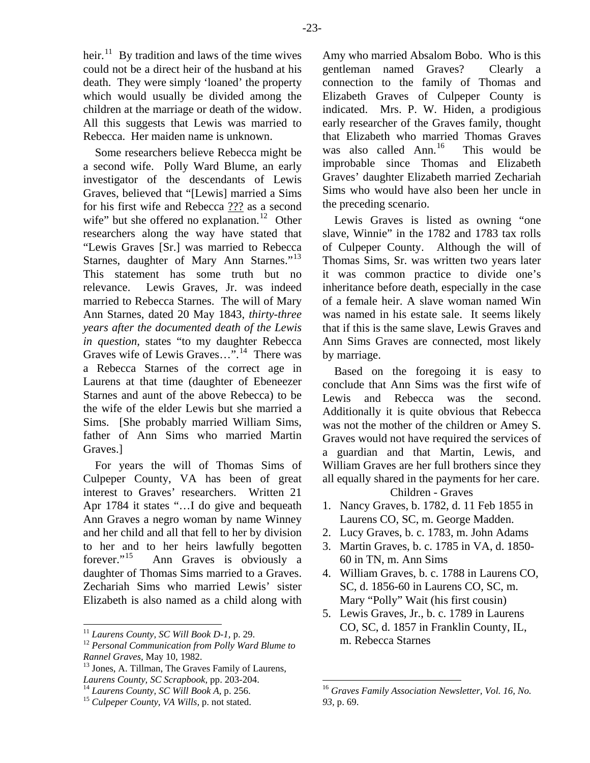heir.[11] By tradition and laws of the time wives could not be a direct heir of the husband at his death. They were simply 'loaned' the property which would usually be divided among the children at the marriage or death of the widow. All this suggests that Lewis was married to Rebecca. Her maiden name is unknown.

Some researchers believe Rebecca might be a second wife. Polly Ward Blume, an early investigator of the descendants of Lewis Graves, believed that "[Lewis] married a Sims for his first wife and Rebecca ??? as a second wife" but she offered no explanation.[12] Other researchers along the way have stated that "Lewis Graves [Sr.] was married to Rebecca Starnes, daughter of Mary Ann Starnes."[13] This statement has some truth but no relevance. Lewis Graves, Jr. was indeed married to Rebecca Starnes. The will of Mary Ann Starnes, dated 20 May 1843, *thirty-three years after the documented death of the Lewis in question*, states "to my daughter Rebecca Graves wife of Lewis Graves…".[14] There was a Rebecca Starnes of the correct age in Laurens at that time (daughter of Ebeneezer Starnes and aunt of the above Rebecca) to be the wife of the elder Lewis but she married a Sims. [She probably married William Sims, father of Ann Sims who married Martin Graves.]

For years the will of Thomas Sims of Culpeper County, VA has been of great interest to Graves' researchers. Written 21 Apr 1784 it states "…I do give and bequeath Ann Graves a negro woman by name Winney and her child and all that fell to her by division to her and to her heirs lawfully begotten forever."[15] Ann Graves is obviously a daughter of Thomas Sims married to a Graves. Zechariah Sims who married Lewis' sister Elizabeth is also named as a child along with Amy who married Absalom Bobo. Who is this gentleman named Graves? Clearly a connection to the family of Thomas and Elizabeth Graves of Culpeper County is indicated. Mrs. P. W. Hiden, a prodigious early researcher of the Graves family, thought that Elizabeth who married Thomas Graves was also called Ann.[16] This would be improbable since Thomas and Elizabeth Graves' daughter Elizabeth married Zechariah Sims who would have also been her uncle in the preceding scenario.

Lewis Graves is listed as owning "one slave, Winnie" in the 1782 and 1783 tax rolls of Culpeper County. Although the will of Thomas Sims, Sr. was written two years later it was common practice to divide one's inheritance before death, especially in the case of a female heir. A slave woman named Win was named in his estate sale. It seems likely that if this is the same slave, Lewis Graves and Ann Sims Graves are connected, most likely by marriage.

Based on the foregoing it is easy to conclude that Ann Sims was the first wife of Lewis and Rebecca was the second. Additionally it is quite obvious that Rebecca was not the mother of the children or Amey S. Graves would not have required the services of a guardian and that Martin, Lewis, and William Graves are her full brothers since they all equally shared in the payments for her care.

Children - Graves

1. Nancy Graves, b. 1782, d. 11 Feb 1855 in Laurens CO, SC, m. George Madden.
2. Lucy Graves, b. c. 1783, m. John Adams
3. Martin Graves, b. c. 1785 in VA, d. 1850-60 in TN, m. Ann Sims
4. William Graves, b. c. 1788 in Laurens CO, SC, d. 1856-60 in Laurens CO, SC, m. Mary "Polly" Wait (his first cousin)
5. Lewis Graves, Jr., b. c. 1789 in Laurens CO, SC, d. 1857 in Franklin County, IL, m. Rebecca Starnes

---

[11] *Laurens County, SC Will Book D-1,* p. 29.

[12] *Personal Communication from Polly Ward Blume to Rannel Graves,* May 10, 1982.

[13] Jones, A. Tillman, The Graves Family of Laurens, *Laurens County, SC Scrapbook,* pp. 203-204.

[14] *Laurens County, SC Will Book A,* p. 256.

[15] *Culpeper County, VA Wills,* p. not stated.

[16] *Graves Family Association Newsletter, Vol. 16, No. 93,* p. 69.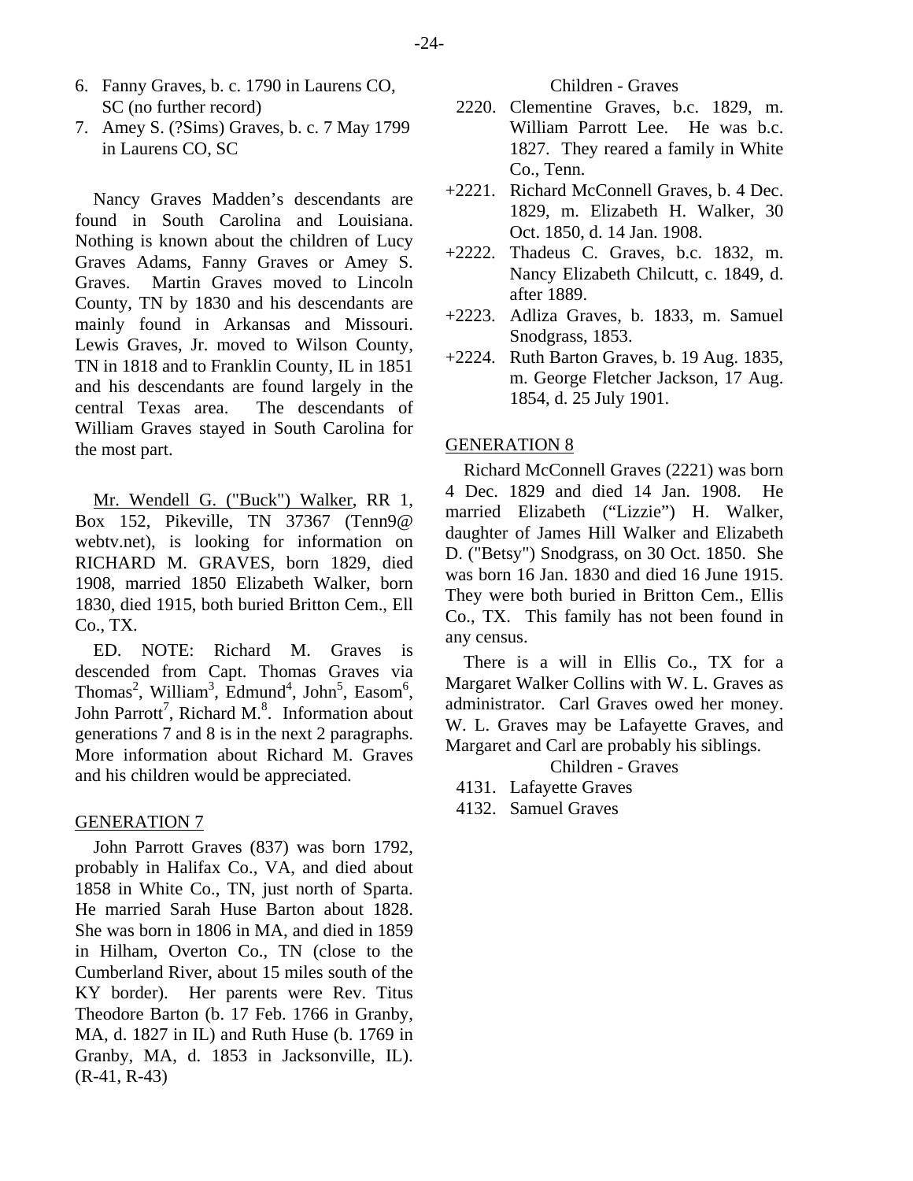6. Fanny Graves, b. c. 1790 in Laurens CO, SC (no further record)
7. Amey S. (?Sims) Graves, b. c. 7 May 1799 in Laurens CO, SC

Nancy Graves Madden's descendants are found in South Carolina and Louisiana. Nothing is known about the children of Lucy Graves Adams, Fanny Graves or Amey S. Graves. Martin Graves moved to Lincoln County, TN by 1830 and his descendants are mainly found in Arkansas and Missouri. Lewis Graves, Jr. moved to Wilson County, TN in 1818 and to Franklin County, IL in 1851 and his descendants are found largely in the central Texas area. The descendants of William Graves stayed in South Carolina for the most part.

Mr. Wendell G. ("Buck") Walker, RR 1, Box 152, Pikeville, TN 37367 (Tenn9@ webtv.net), is looking for information on RICHARD M. GRAVES, born 1829, died 1908, married 1850 Elizabeth Walker, born 1830, died 1915, both buried Britton Cem., Ell Co., TX.

ED. NOTE: Richard M. Graves is descended from Capt. Thomas Graves via Thomas$^{2}$, William$^{3}$, Edmund$^{4}$, John$^{5}$, Easom$^{6}$, John Parrott$^{7}$, Richard M.$^{8}$. Information about generations 7 and 8 is in the next 2 paragraphs. More information about Richard M. Graves and his children would be appreciated.

## GENERATION 7

John Parrott Graves (837) was born 1792, probably in Halifax Co., VA, and died about 1858 in White Co., TN, just north of Sparta. He married Sarah Huse Barton about 1828. She was born in 1806 in MA, and died in 1859 in Hilham, Overton Co., TN (close to the Cumberland River, about 15 miles south of the KY border). Her parents were Rev. Titus Theodore Barton (b. 17 Feb. 1766 in Granby, MA, d. 1827 in IL) and Ruth Huse (b. 1769 in Granby, MA, d. 1853 in Jacksonville, IL). (R-41, R-43)

Children - Graves

- 2220. Clementine Graves, b.c. 1829, m. William Parrott Lee. He was b.c. 1827. They reared a family in White Co., Tenn.
- +2221. Richard McConnell Graves, b. 4 Dec. 1829, m. Elizabeth H. Walker, 30 Oct. 1850, d. 14 Jan. 1908.
- +2222. Thadeus C. Graves, b.c. 1832, m. Nancy Elizabeth Chilcutt, c. 1849, d. after 1889.
- +2223. Adliza Graves, b. 1833, m. Samuel Snodgrass, 1853.
- +2224. Ruth Barton Graves, b. 19 Aug. 1835, m. George Fletcher Jackson, 17 Aug. 1854, d. 25 July 1901.

## GENERATION 8

Richard McConnell Graves (2221) was born 4 Dec. 1829 and died 14 Jan. 1908. He married Elizabeth ("Lizzie") H. Walker, daughter of James Hill Walker and Elizabeth D. ("Betsy") Snodgrass, on 30 Oct. 1850. She was born 16 Jan. 1830 and died 16 June 1915. They were both buried in Britton Cem., Ellis Co., TX. This family has not been found in any census.

There is a will in Ellis Co., TX for a Margaret Walker Collins with W. L. Graves as administrator. Carl Graves owed her money. W. L. Graves may be Lafayette Graves, and Margaret and Carl are probably his siblings.

Children - Graves

- 4131. Lafayette Graves
- 4132. Samuel Graves